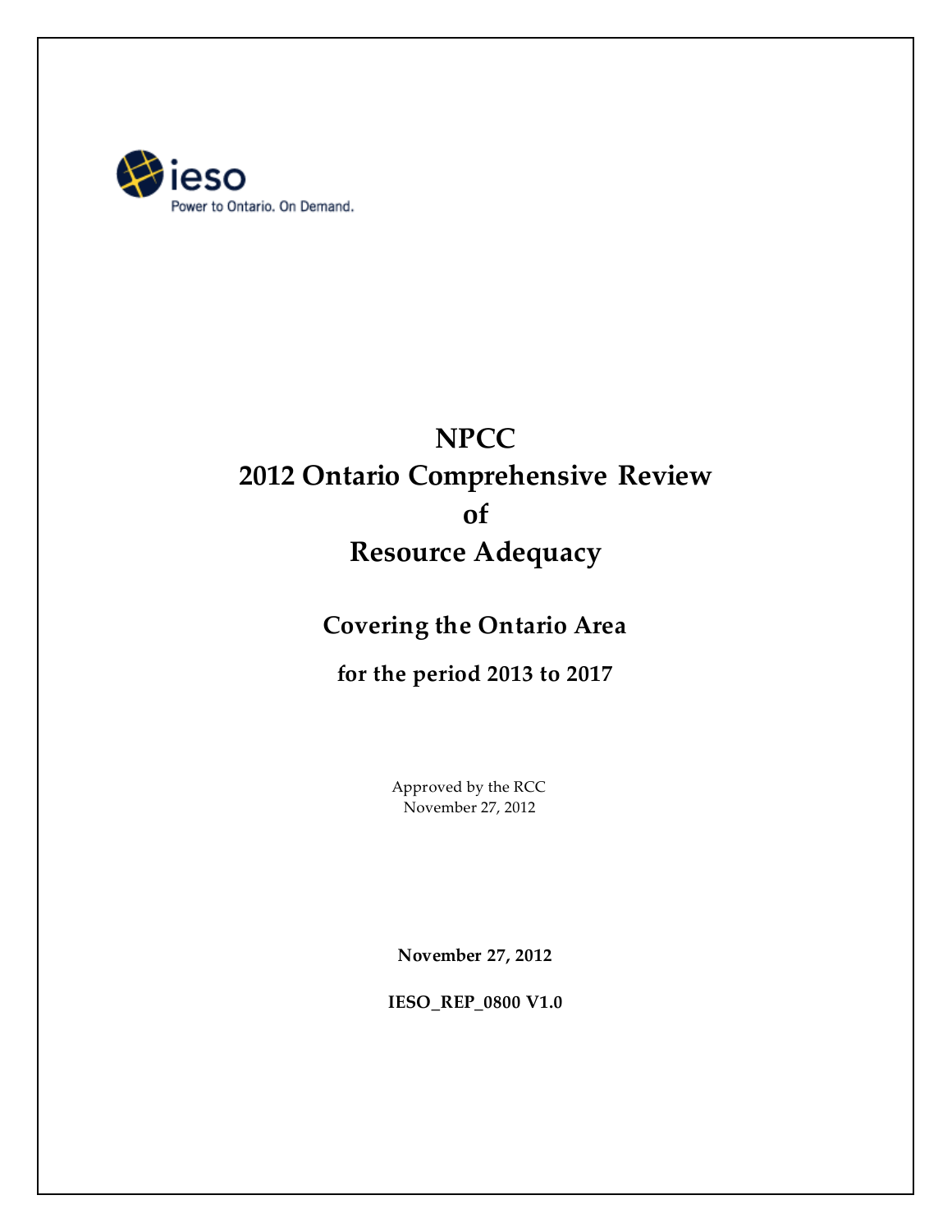ieso

Power to Ontario. On Demand.

# NPCC 2012 Ontario Comprehensive Review of Resource Adequacy

## Covering the Ontario Area

### for the period 2013 to 2017

Approved by the RCC
November 27, 2012

**November 27, 2012**

**IESO_REP_0800 V1.0**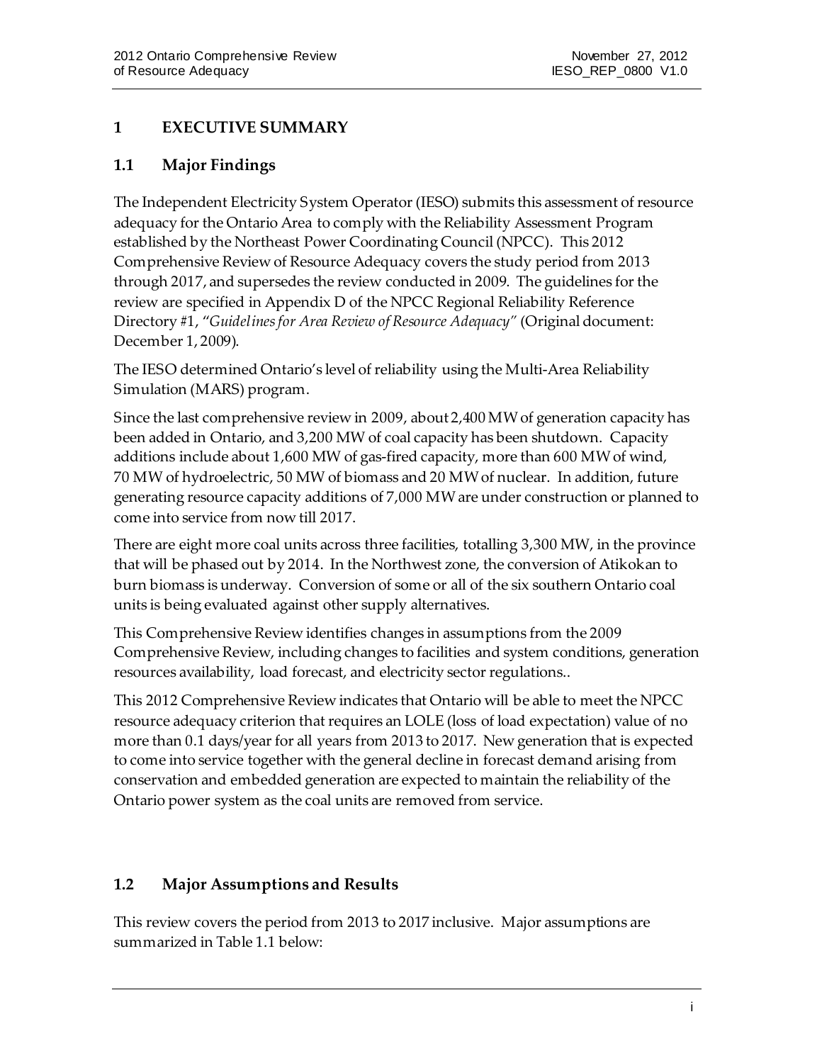# 1 EXECUTIVE SUMMARY

## 1.1 Major Findings

The Independent Electricity System Operator (IESO) submits this assessment of resource adequacy for the Ontario Area to comply with the Reliability Assessment Program established by the Northeast Power Coordinating Council (NPCC). This 2012 Comprehensive Review of Resource Adequacy covers the study period from 2013 through 2017, and supersedes the review conducted in 2009. The guidelines for the review are specified in Appendix D of the NPCC Regional Reliability Reference Directory #1, "*Guidelines for Area Review of Resource Adequacy*" (Original document: December 1, 2009).

The IESO determined Ontario's level of reliability using the Multi-Area Reliability Simulation (MARS) program.

Since the last comprehensive review in 2009, about 2,400 MW of generation capacity has been added in Ontario, and 3,200 MW of coal capacity has been shutdown. Capacity additions include about 1,600 MW of gas-fired capacity, more than 600 MW of wind, 70 MW of hydroelectric, 50 MW of biomass and 20 MW of nuclear. In addition, future generating resource capacity additions of 7,000 MW are under construction or planned to come into service from now till 2017.

There are eight more coal units across three facilities, totalling 3,300 MW, in the province that will be phased out by 2014. In the Northwest zone, the conversion of Atikokan to burn biomass is underway. Conversion of some or all of the six southern Ontario coal units is being evaluated against other supply alternatives.

This Comprehensive Review identifies changes in assumptions from the 2009 Comprehensive Review, including changes to facilities and system conditions, generation resources availability, load forecast, and electricity sector regulations..

This 2012 Comprehensive Review indicates that Ontario will be able to meet the NPCC resource adequacy criterion that requires an LOLE (loss of load expectation) value of no more than 0.1 days/year for all years from 2013 to 2017. New generation that is expected to come into service together with the general decline in forecast demand arising from conservation and embedded generation are expected to maintain the reliability of the Ontario power system as the coal units are removed from service.

## 1.2 Major Assumptions and Results

This review covers the period from 2013 to 2017 inclusive. Major assumptions are summarized in Table 1.1 below: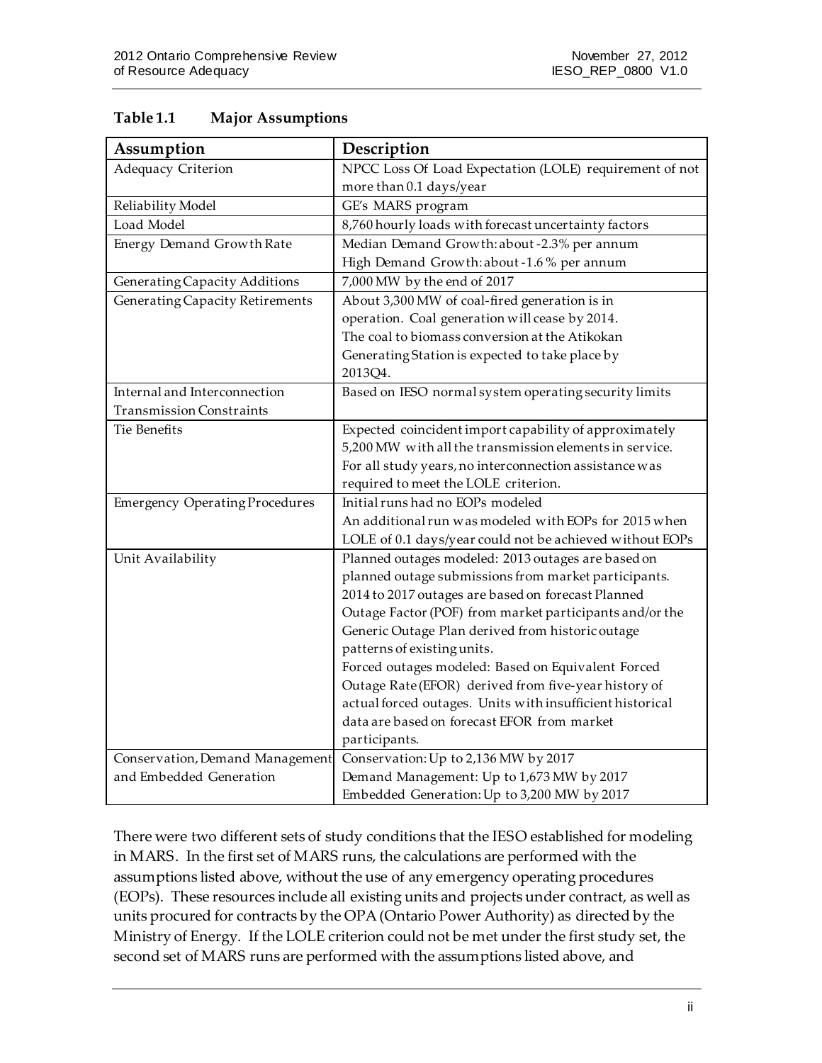**Table 1.1 Major Assumptions**

| Assumption | Description |
|---|---|
| Adequacy Criterion | NPCC Loss Of Load Expectation (LOLE) requirement of not more than 0.1 days/year |
| Reliability Model | GE's MARS program |
| Load Model | 8,760 hourly loads with forecast uncertainty factors |
| Energy Demand Growth Rate | Median Demand Growth: about -2.3% per annum<br>High Demand Growth: about -1.6 % per annum |
| Generating Capacity Additions | 7,000 MW by the end of 2017 |
| Generating Capacity Retirements | About 3,300 MW of coal-fired generation is in operation. Coal generation will cease by 2014.<br>The coal to biomass conversion at the Atikokan Generating Station is expected to take place by 2013Q4. |
| Internal and Interconnection Transmission Constraints | Based on IESO normal system operating security limits |
| Tie Benefits | Expected coincident import capability of approximately 5,200 MW with all the transmission elements in service. For all study years, no interconnection assistance was required to meet the LOLE criterion. |
| Emergency Operating Procedures | Initial runs had no EOPs modeled<br>An additional run was modeled with EOPs for 2015 when LOLE of 0.1 days/year could not be achieved without EOPs |
| Unit Availability | Planned outages modeled: 2013 outages are based on planned outage submissions from market participants. 2014 to 2017 outages are based on forecast Planned Outage Factor (POF) from market participants and/or the Generic Outage Plan derived from historic outage patterns of existing units.<br>Forced outages modeled: Based on Equivalent Forced Outage Rate (EFOR) derived from five-year history of actual forced outages. Units with insufficient historical data are based on forecast EFOR from market participants. |
| Conservation, Demand Management and Embedded Generation | Conservation: Up to 2,136 MW by 2017<br>Demand Management: Up to 1,673 MW by 2017<br>Embedded Generation: Up to 3,200 MW by 2017 |

There were two different sets of study conditions that the IESO established for modeling in MARS. In the first set of MARS runs, the calculations are performed with the assumptions listed above, without the use of any emergency operating procedures (EOPs). These resources include all existing units and projects under contract, as well as units procured for contracts by the OPA (Ontario Power Authority) as directed by the Ministry of Energy. If the LOLE criterion could not be met under the first study set, the second set of MARS runs are performed with the assumptions listed above, and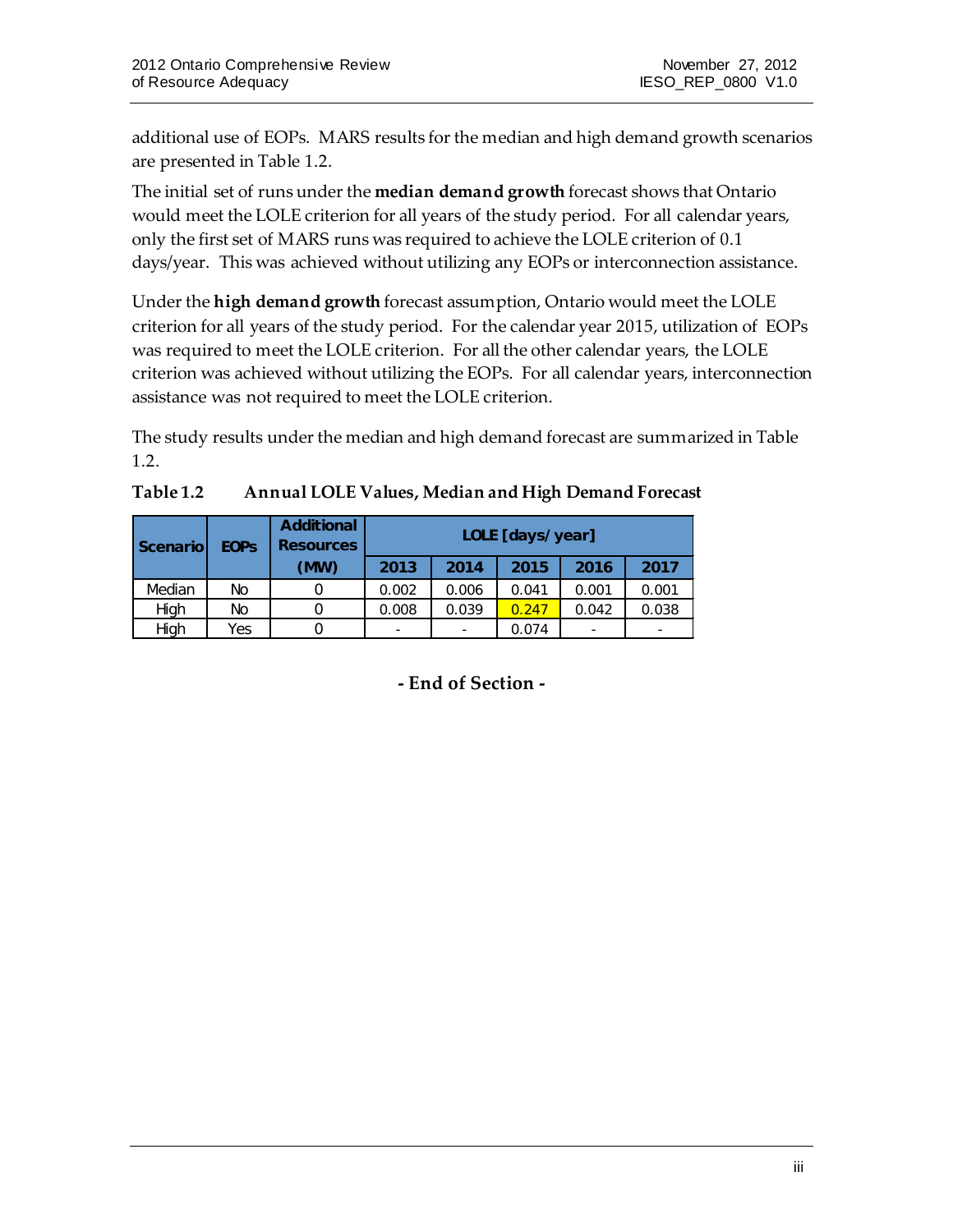additional use of EOPs. MARS results for the median and high demand growth scenarios are presented in Table 1.2.

The initial set of runs under the **median demand growth** forecast shows that Ontario would meet the LOLE criterion for all years of the study period. For all calendar years, only the first set of MARS runs was required to achieve the LOLE criterion of 0.1 days/year. This was achieved without utilizing any EOPs or interconnection assistance.

Under the **high demand growth** forecast assumption, Ontario would meet the LOLE criterion for all years of the study period. For the calendar year 2015, utilization of EOPs was required to meet the LOLE criterion. For all the other calendar years, the LOLE criterion was achieved without utilizing the EOPs. For all calendar years, interconnection assistance was not required to meet the LOLE criterion.

The study results under the median and high demand forecast are summarized in Table 1.2.

**Table 1.2 Annual LOLE Values, Median and High Demand Forecast**

| Scenario | EOPs | Additional Resources (MW) | LOLE [days/year] | | | | |
|---|---|---|---|---|---|---|---|
| | | | 2013 | 2014 | 2015 | 2016 | 2017 |
| Median | No | 0 | 0.002 | 0.006 | 0.041 | 0.001 | 0.001 |
| High | No | 0 | 0.008 | 0.039 | 0.247 | 0.042 | 0.038 |
| High | Yes | 0 | - | - | 0.074 | - | - |

**- End of Section -**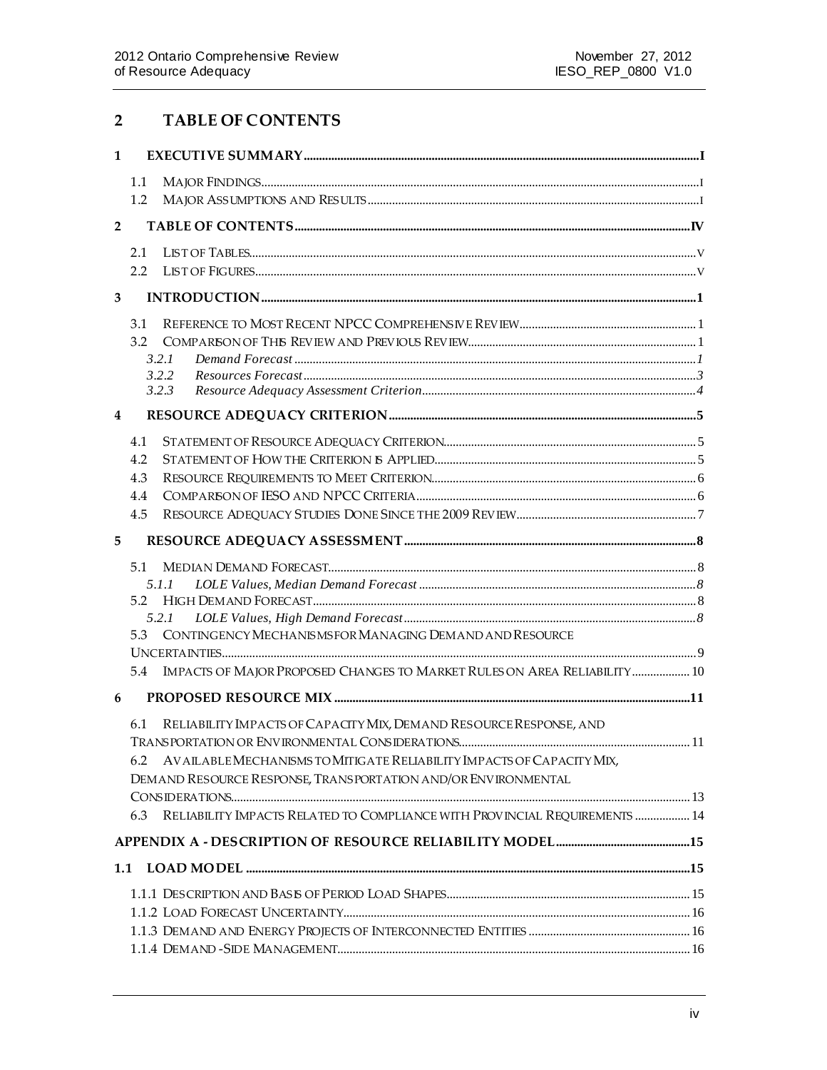# 2 TABLE OF CONTENTS

1 EXECUTIVE SUMMARY .......... I

- 1.1 MAJOR FINDINGS .......... I
- 1.2 MAJOR ASSUMPTIONS AND RESULTS .......... I

2 TABLE OF CONTENTS .......... IV

- 2.1 LIST OF TABLES .......... V
- 2.2 LIST OF FIGURES .......... V

3 INTRODUCTION .......... 1

- 3.1 REFERENCE TO MOST RECENT NPCC COMPREHENSIVE REVIEW .......... 1
- 3.2 COMPARISON OF THIS REVIEW AND PREVIOUS REVIEW .......... 1
  - *3.2.1 Demand Forecast .......... 1*
  - *3.2.2 Resources Forecast .......... 3*
  - *3.2.3 Resource Adequacy Assessment Criterion .......... 4*

4 RESOURCE ADEQUACY CRITERION .......... 5

- 4.1 STATEMENT OF RESOURCE ADEQUACY CRITERION .......... 5
- 4.2 STATEMENT OF HOW THE CRITERION IS APPLIED .......... 5
- 4.3 RESOURCE REQUIREMENTS TO MEET CRITERION .......... 6
- 4.4 COMPARISON OF IESO AND NPCC CRITERIA .......... 6
- 4.5 RESOURCE ADEQUACY STUDIES DONE SINCE THE 2009 REVIEW .......... 7

5 RESOURCE ADEQUACY ASSESSMENT .......... 8

- 5.1 MEDIAN DEMAND FORECAST .......... 8
  - *5.1.1 LOLE Values, Median Demand Forecast .......... 8*
- 5.2 HIGH DEMAND FORECAST .......... 8
  - *5.2.1 LOLE Values, High Demand Forecast .......... 8*
- 5.3 CONTINGENCY MECHANISMS FOR MANAGING DEMAND AND RESOURCE UNCERTAINTIES .......... 9
- 5.4 IMPACTS OF MAJOR PROPOSED CHANGES TO MARKET RULES ON AREA RELIABILITY .......... 10

6 PROPOSED RESOURCE MIX .......... 11

- 6.1 RELIABILITY IMPACTS OF CAPACITY MIX, DEMAND RESOURCE RESPONSE, AND TRANSPORTATION OR ENVIRONMENTAL CONSIDERATIONS .......... 11
- 6.2 AVAILABLE MECHANISMS TO MITIGATE RELIABILITY IMPACTS OF CAPACITY MIX, DEMAND RESOURCE RESPONSE, TRANSPORTATION AND/OR ENVIRONMENTAL CONSIDERATIONS .......... 13
- 6.3 RELIABILITY IMPACTS RELATED TO COMPLIANCE WITH PROVINCIAL REQUIREMENTS .......... 14

APPENDIX A - DESCRIPTION OF RESOURCE RELIABILITY MODEL .......... 15

1.1 LOAD MODEL .......... 15

- 1.1.1 DESCRIPTION AND BASIS OF PERIOD LOAD SHAPES .......... 15
- 1.1.2 LOAD FORECAST UNCERTAINTY .......... 16
- 1.1.3 DEMAND AND ENERGY PROJECTS OF INTERCONNECTED ENTITIES .......... 16
- 1.1.4 DEMAND-SIDE MANAGEMENT .......... 16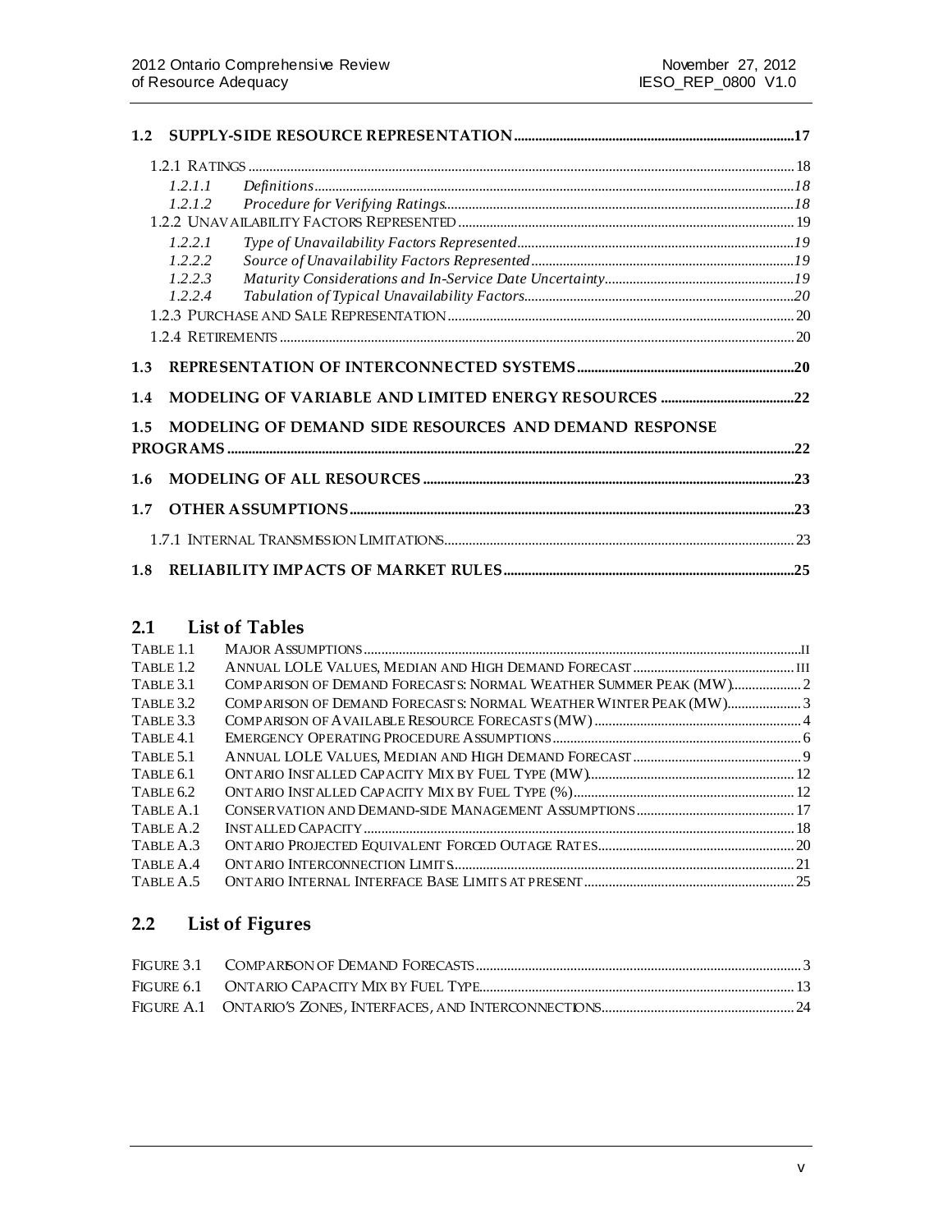**1.2 SUPPLY-SIDE RESOURCE REPRESENTATION** ............................................................................17

1.2.1 RATINGS ............................................................................................................................18

*1.2.1.1 Definitions* ......................................................................................................................*18*

*1.2.1.2 Procedure for Verifying Ratings*..................................................................................*18*

1.2.2 UNAVAILABILITY FACTORS REPRESENTED ..................................................................................19

*1.2.2.1 Type of Unavailability Factors Represented*..............................................................*19*

*1.2.2.2 Source of Unavailability Factors Represented*..........................................................*19*

*1.2.2.3 Maturity Considerations and In-Service Date Uncertainty*.......................................*19*

*1.2.2.4 Tabulation of Typical Unavailability Factors*............................................................*20*

1.2.3 PURCHASE AND SALE REPRESENTATION ..................................................................................20

1.2.4 RETIREMENTS .....................................................................................................................20

**1.3 REPRESENTATION OF INTERCONNECTED SYSTEMS** ...........................................................20

**1.4 MODELING OF VARIABLE AND LIMITED ENERGY RESOURCES** ........................................22

**1.5 MODELING OF DEMAND SIDE RESOURCES AND DEMAND RESPONSE PROGRAMS** .........................................................................................................................................22

**1.6 MODELING OF ALL RESOURCES** ..............................................................................................23

**1.7 OTHER ASSUMPTIONS**...............................................................................................................23

1.7.1 INTERNAL TRANSMISSION LIMITATIONS....................................................................................23

**1.8 RELIABILITY IMPACTS OF MARKET RULES** ...........................................................................25

## 2.1 List of Tables

| | | |
|---|---|---|
| TABLE 1.1 | MAJOR ASSUMPTIONS | II |
| TABLE 1.2 | ANNUAL LOLE VALUES, MEDIAN AND HIGH DEMAND FORECAST | III |
| TABLE 3.1 | COMPARISON OF DEMAND FORECASTS: NORMAL WEATHER SUMMER PEAK (MW) | 2 |
| TABLE 3.2 | COMPARISON OF DEMAND FORECASTS: NORMAL WEATHER WINTER PEAK (MW) | 3 |
| TABLE 3.3 | COMPARISON OF AVAILABLE RESOURCE FORECASTS (MW) | 4 |
| TABLE 4.1 | EMERGENCY OPERATING PROCEDURE ASSUMPTIONS | 6 |
| TABLE 5.1 | ANNUAL LOLE VALUES, MEDIAN AND HIGH DEMAND FORECAST | 9 |
| TABLE 6.1 | ONTARIO INSTALLED CAPACITY MIX BY FUEL TYPE (MW) | 12 |
| TABLE 6.2 | ONTARIO INSTALLED CAPACITY MIX BY FUEL TYPE (%) | 12 |
| TABLE A.1 | CONSERVATION AND DEMAND-SIDE MANAGEMENT ASSUMPTIONS | 17 |
| TABLE A.2 | INSTALLED CAPACITY | 18 |
| TABLE A.3 | ONTARIO PROJECTED EQUIVALENT FORCED OUTAGE RATES | 20 |
| TABLE A.4 | ONTARIO INTERCONNECTION LIMITS | 21 |
| TABLE A.5 | ONTARIO INTERNAL INTERFACE BASE LIMITS AT PRESENT | 25 |

## 2.2 List of Figures

| | | |
|---|---|---|
| FIGURE 3.1 | COMPARISON OF DEMAND FORECASTS | 3 |
| FIGURE 6.1 | ONTARIO CAPACITY MIX BY FUEL TYPE | 13 |
| FIGURE A.1 | ONTARIO'S ZONES, INTERFACES, AND INTERCONNECTIONS | 24 |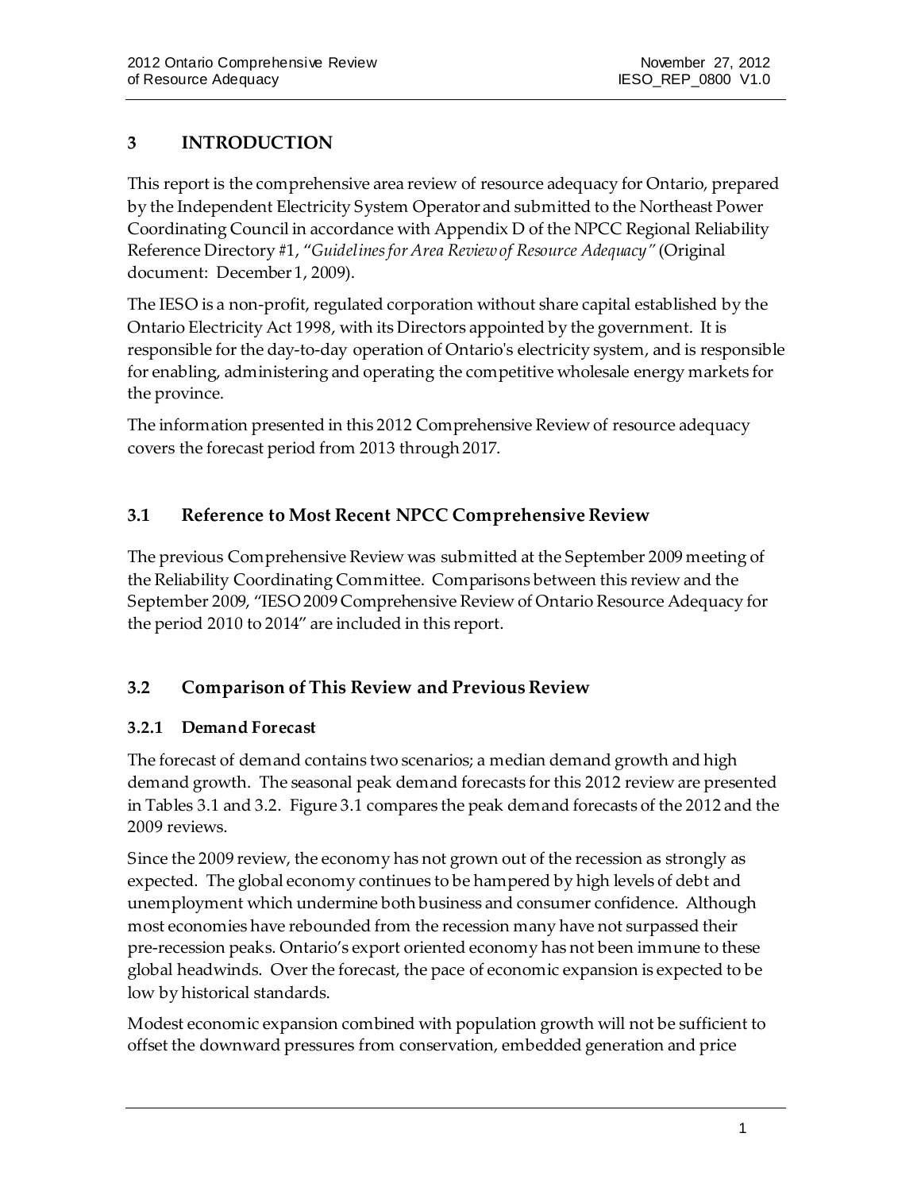# 3 INTRODUCTION

This report is the comprehensive area review of resource adequacy for Ontario, prepared by the Independent Electricity System Operator and submitted to the Northeast Power Coordinating Council in accordance with Appendix D of the NPCC Regional Reliability Reference Directory #1, "*Guidelines for Area Review of Resource Adequacy*" (Original document: December 1, 2009).

The IESO is a non-profit, regulated corporation without share capital established by the Ontario Electricity Act 1998, with its Directors appointed by the government. It is responsible for the day-to-day operation of Ontario's electricity system, and is responsible for enabling, administering and operating the competitive wholesale energy markets for the province.

The information presented in this 2012 Comprehensive Review of resource adequacy covers the forecast period from 2013 through 2017.

## 3.1 Reference to Most Recent NPCC Comprehensive Review

The previous Comprehensive Review was submitted at the September 2009 meeting of the Reliability Coordinating Committee. Comparisons between this review and the September 2009, "IESO 2009 Comprehensive Review of Ontario Resource Adequacy for the period 2010 to 2014" are included in this report.

## 3.2 Comparison of This Review and Previous Review

### 3.2.1 Demand Forecast

The forecast of demand contains two scenarios; a median demand growth and high demand growth. The seasonal peak demand forecasts for this 2012 review are presented in Tables 3.1 and 3.2. Figure 3.1 compares the peak demand forecasts of the 2012 and the 2009 reviews.

Since the 2009 review, the economy has not grown out of the recession as strongly as expected. The global economy continues to be hampered by high levels of debt and unemployment which undermine both business and consumer confidence. Although most economies have rebounded from the recession many have not surpassed their pre-recession peaks. Ontario's export oriented economy has not been immune to these global headwinds. Over the forecast, the pace of economic expansion is expected to be low by historical standards.

Modest economic expansion combined with population growth will not be sufficient to offset the downward pressures from conservation, embedded generation and price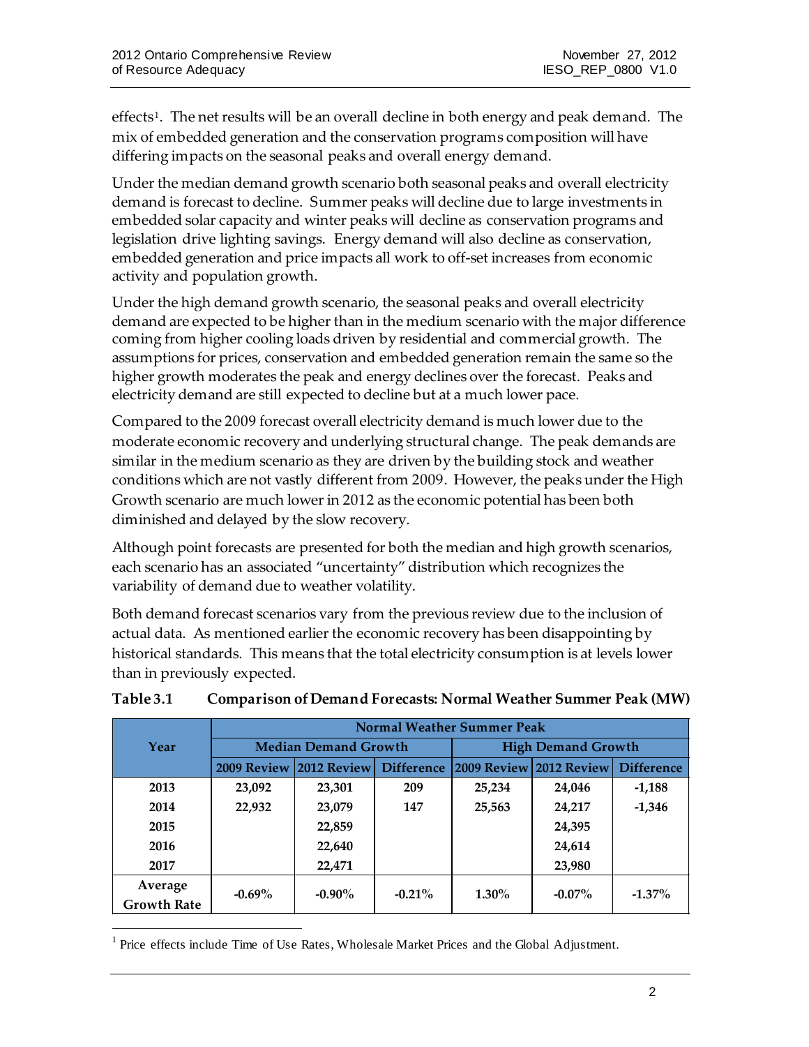effects[1]. The net results will be an overall decline in both energy and peak demand. The mix of embedded generation and the conservation programs composition will have differing impacts on the seasonal peaks and overall energy demand.

Under the median demand growth scenario both seasonal peaks and overall electricity demand is forecast to decline. Summer peaks will decline due to large investments in embedded solar capacity and winter peaks will decline as conservation programs and legislation drive lighting savings. Energy demand will also decline as conservation, embedded generation and price impacts all work to off-set increases from economic activity and population growth.

Under the high demand growth scenario, the seasonal peaks and overall electricity demand are expected to be higher than in the medium scenario with the major difference coming from higher cooling loads driven by residential and commercial growth. The assumptions for prices, conservation and embedded generation remain the same so the higher growth moderates the peak and energy declines over the forecast. Peaks and electricity demand are still expected to decline but at a much lower pace.

Compared to the 2009 forecast overall electricity demand is much lower due to the moderate economic recovery and underlying structural change. The peak demands are similar in the medium scenario as they are driven by the building stock and weather conditions which are not vastly different from 2009. However, the peaks under the High Growth scenario are much lower in 2012 as the economic potential has been both diminished and delayed by the slow recovery.

Although point forecasts are presented for both the median and high growth scenarios, each scenario has an associated "uncertainty" distribution which recognizes the variability of demand due to weather volatility.

Both demand forecast scenarios vary from the previous review due to the inclusion of actual data. As mentioned earlier the economic recovery has been disappointing by historical standards. This means that the total electricity consumption is at levels lower than in previously expected.

**Table 3.1 Comparison of Demand Forecasts: Normal Weather Summer Peak (MW)**

| Year | Normal Weather Summer Peak | | | | | |
|---|---|---|---|---|---|---|
| | Median Demand Growth | | | High Demand Growth | | |
| | 2009 Review | 2012 Review | Difference | 2009 Review | 2012 Review | Difference |
| 2013 | 23,092 | 23,301 | 209 | 25,234 | 24,046 | -1,188 |
| 2014 | 22,932 | 23,079 | 147 | 25,563 | 24,217 | -1,346 |
| 2015 | | 22,859 | | | 24,395 | |
| 2016 | | 22,640 | | | 24,614 | |
| 2017 | | 22,471 | | | 23,980 | |
| Average Growth Rate | -0.69% | -0.90% | -0.21% | 1.30% | -0.07% | -1.37% |

[1] Price effects include Time of Use Rates, Wholesale Market Prices and the Global Adjustment.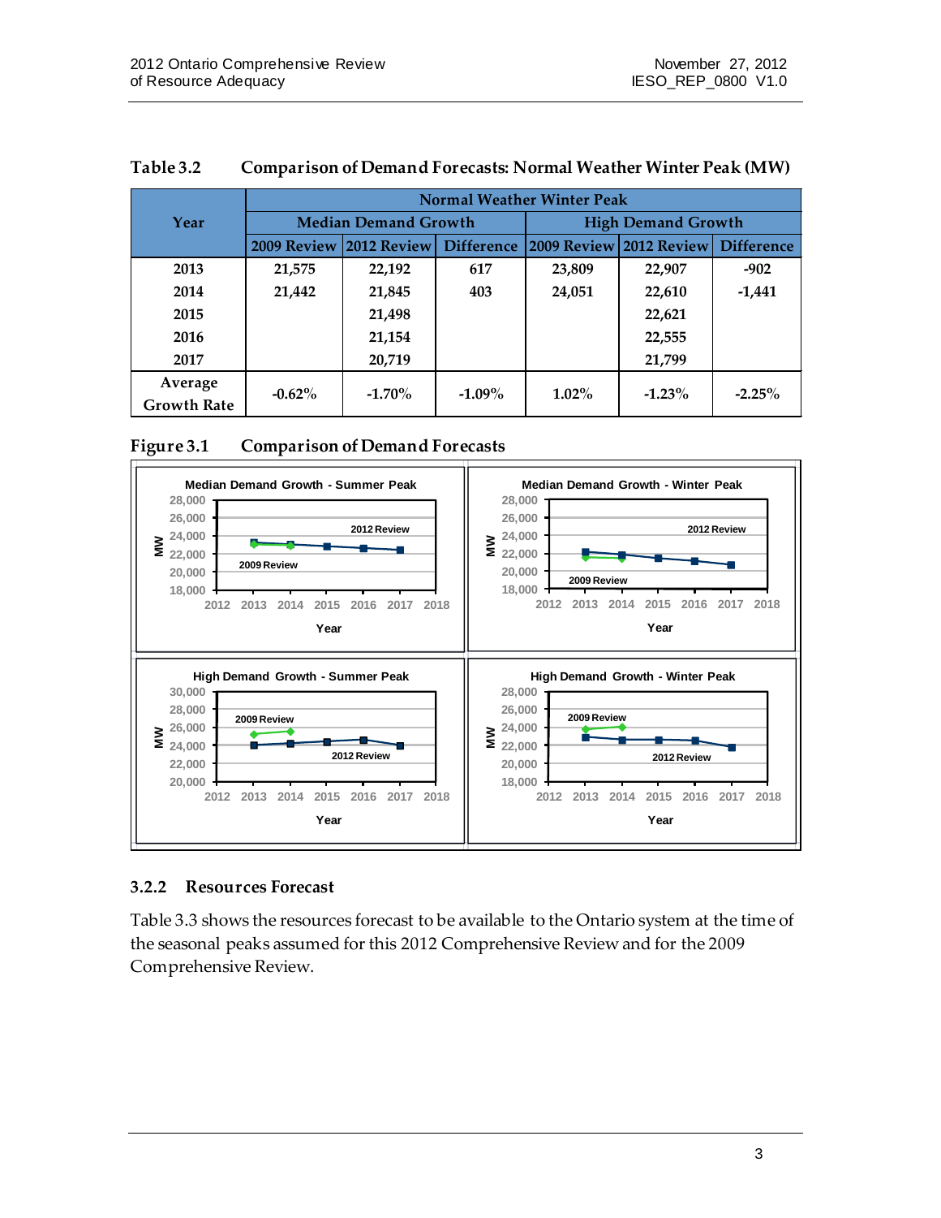**Table 3.2 Comparison of Demand Forecasts: Normal Weather Winter Peak (MW)**

| Year | Normal Weather Winter Peak | | | | | |
|---|---|---|---|---|---|---|
| | Median Demand Growth | | | High Demand Growth | | |
| | 2009 Review | 2012 Review | Difference | 2009 Review | 2012 Review | Difference |
| 2013 | 21,575 | 22,192 | 617 | 23,809 | 22,907 | -902 |
| 2014 | 21,442 | 21,845 | 403 | 24,051 | 22,610 | -1,441 |
| 2015 | | 21,498 | | | 22,621 | |
| 2016 | | 21,154 | | | 22,555 | |
| 2017 | | 20,719 | | | 21,799 | |
| Average Growth Rate | -0.62% | -1.70% | -1.09% | 1.02% | -1.23% | -2.25% |

**Figure 3.1 Comparison of Demand Forecasts**

### 3.2.2 Resources Forecast

Table 3.3 shows the resources forecast to be available to the Ontario system at the time of the seasonal peaks assumed for this 2012 Comprehensive Review and for the 2009 Comprehensive Review.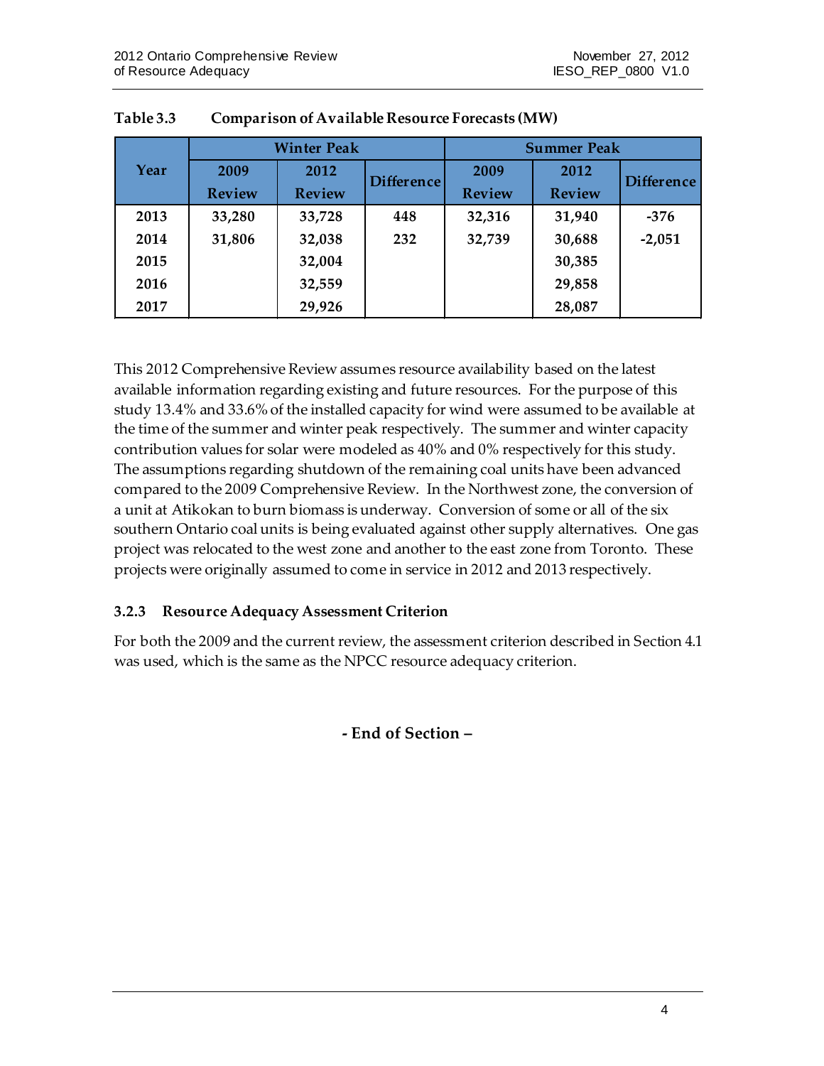**Table 3.3 Comparison of Available Resource Forecasts (MW)**

| Year | Winter Peak | | | Summer Peak | | |
|---|---|---|---|---|---|---|
| | 2009 Review | 2012 Review | Difference | 2009 Review | 2012 Review | Difference |
| 2013 | 33,280 | 33,728 | 448 | 32,316 | 31,940 | -376 |
| 2014 | 31,806 | 32,038 | 232 | 32,739 | 30,688 | -2,051 |
| 2015 | | 32,004 | | | 30,385 | |
| 2016 | | 32,559 | | | 29,858 | |
| 2017 | | 29,926 | | | 28,087 | |

This 2012 Comprehensive Review assumes resource availability based on the latest available information regarding existing and future resources. For the purpose of this study 13.4% and 33.6% of the installed capacity for wind were assumed to be available at the time of the summer and winter peak respectively. The summer and winter capacity contribution values for solar were modeled as 40% and 0% respectively for this study. The assumptions regarding shutdown of the remaining coal units have been advanced compared to the 2009 Comprehensive Review. In the Northwest zone, the conversion of a unit at Atikokan to burn biomass is underway. Conversion of some or all of the six southern Ontario coal units is being evaluated against other supply alternatives. One gas project was relocated to the west zone and another to the east zone from Toronto. These projects were originally assumed to come in service in 2012 and 2013 respectively.

### 3.2.3 Resource Adequacy Assessment Criterion

For both the 2009 and the current review, the assessment criterion described in Section 4.1 was used, which is the same as the NPCC resource adequacy criterion.

**- End of Section –**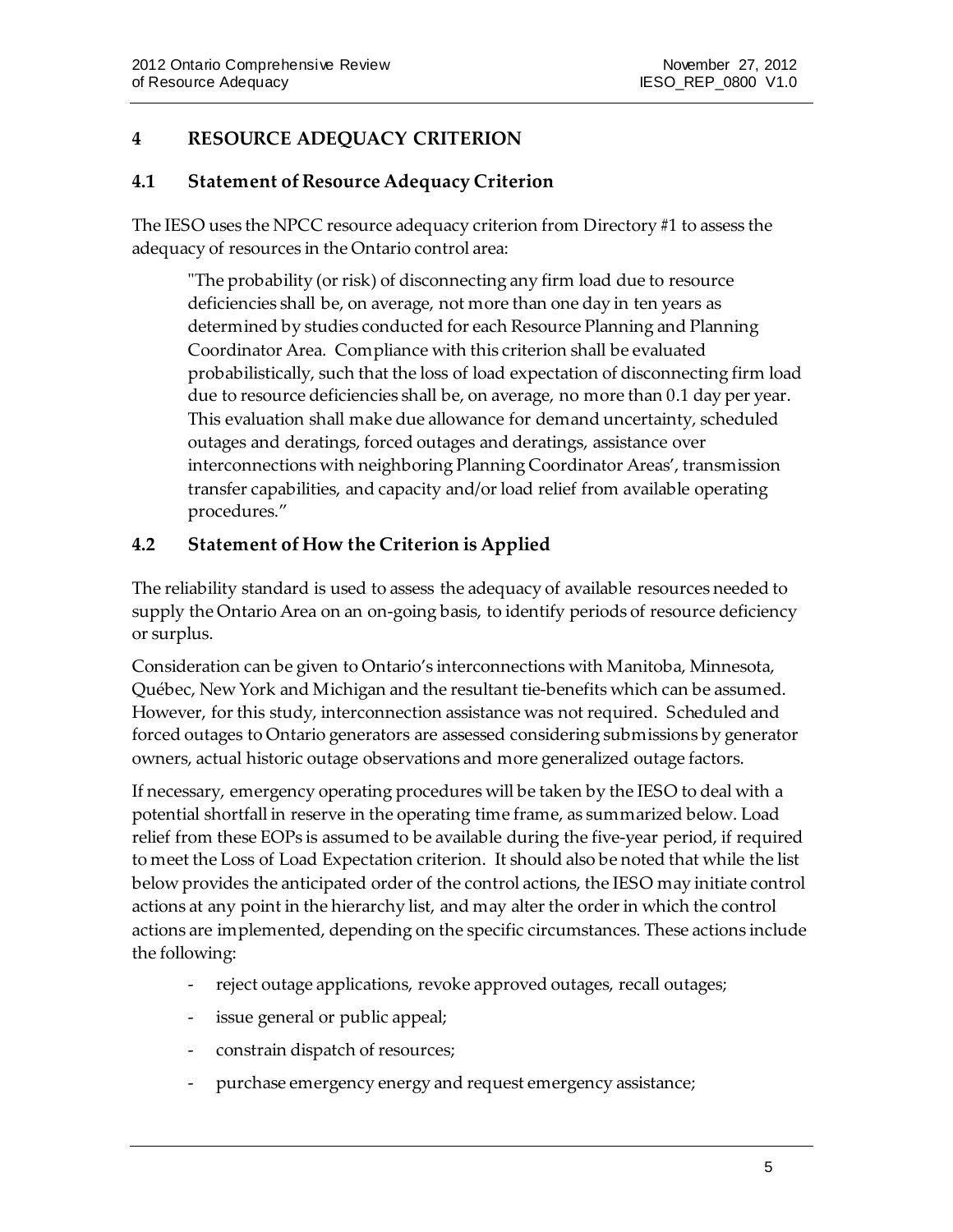# 4 RESOURCE ADEQUACY CRITERION

## 4.1 Statement of Resource Adequacy Criterion

The IESO uses the NPCC resource adequacy criterion from Directory #1 to assess the adequacy of resources in the Ontario control area:

> "The probability (or risk) of disconnecting any firm load due to resource deficiencies shall be, on average, not more than one day in ten years as determined by studies conducted for each Resource Planning and Planning Coordinator Area. Compliance with this criterion shall be evaluated probabilistically, such that the loss of load expectation of disconnecting firm load due to resource deficiencies shall be, on average, no more than 0.1 day per year. This evaluation shall make due allowance for demand uncertainty, scheduled outages and deratings, forced outages and deratings, assistance over interconnections with neighboring Planning Coordinator Areas', transmission transfer capabilities, and capacity and/or load relief from available operating procedures."

## 4.2 Statement of How the Criterion is Applied

The reliability standard is used to assess the adequacy of available resources needed to supply the Ontario Area on an on-going basis, to identify periods of resource deficiency or surplus.

Consideration can be given to Ontario's interconnections with Manitoba, Minnesota, Québec, New York and Michigan and the resultant tie-benefits which can be assumed. However, for this study, interconnection assistance was not required. Scheduled and forced outages to Ontario generators are assessed considering submissions by generator owners, actual historic outage observations and more generalized outage factors.

If necessary, emergency operating procedures will be taken by the IESO to deal with a potential shortfall in reserve in the operating time frame, as summarized below. Load relief from these EOPs is assumed to be available during the five-year period, if required to meet the Loss of Load Expectation criterion. It should also be noted that while the list below provides the anticipated order of the control actions, the IESO may initiate control actions at any point in the hierarchy list, and may alter the order in which the control actions are implemented, depending on the specific circumstances. These actions include the following:

- reject outage applications, revoke approved outages, recall outages;
- issue general or public appeal;
- constrain dispatch of resources;
- purchase emergency energy and request emergency assistance;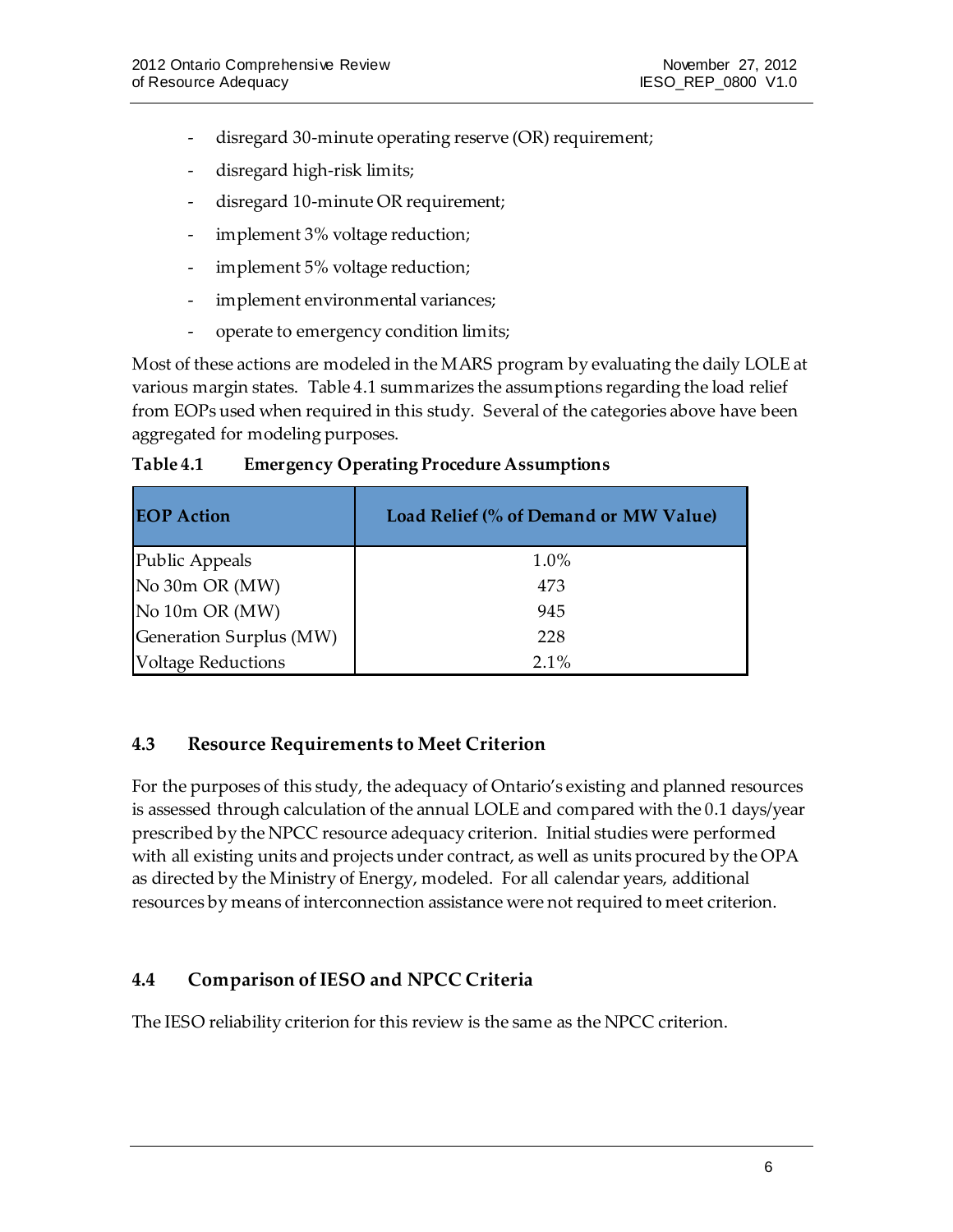- disregard 30-minute operating reserve (OR) requirement;
- disregard high-risk limits;
- disregard 10-minute OR requirement;
- implement 3% voltage reduction;
- implement 5% voltage reduction;
- implement environmental variances;
- operate to emergency condition limits;

Most of these actions are modeled in the MARS program by evaluating the daily LOLE at various margin states. Table 4.1 summarizes the assumptions regarding the load relief from EOPs used when required in this study. Several of the categories above have been aggregated for modeling purposes.

**Table 4.1 Emergency Operating Procedure Assumptions**

| EOP Action | Load Relief (% of Demand or MW Value) |
|---|---|
| Public Appeals | 1.0% |
| No 30m OR (MW) | 473 |
| No 10m OR (MW) | 945 |
| Generation Surplus (MW) | 228 |
| Voltage Reductions | 2.1% |

### 4.3 Resource Requirements to Meet Criterion

For the purposes of this study, the adequacy of Ontario's existing and planned resources is assessed through calculation of the annual LOLE and compared with the 0.1 days/year prescribed by the NPCC resource adequacy criterion. Initial studies were performed with all existing units and projects under contract, as well as units procured by the OPA as directed by the Ministry of Energy, modeled. For all calendar years, additional resources by means of interconnection assistance were not required to meet criterion.

### 4.4 Comparison of IESO and NPCC Criteria

The IESO reliability criterion for this review is the same as the NPCC criterion.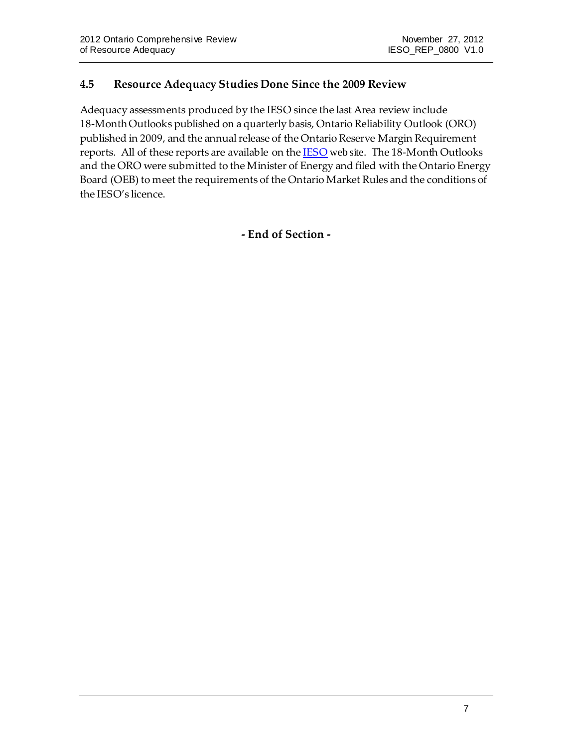### 4.5 Resource Adequacy Studies Done Since the 2009 Review

Adequacy assessments produced by the IESO since the last Area review include 18-Month Outlooks published on a quarterly basis, Ontario Reliability Outlook (ORO) published in 2009, and the annual release of the Ontario Reserve Margin Requirement reports. All of these reports are available on the IESO web site. The 18-Month Outlooks and the ORO were submitted to the Minister of Energy and filed with the Ontario Energy Board (OEB) to meet the requirements of the Ontario Market Rules and the conditions of the IESO's licence.

**- End of Section -**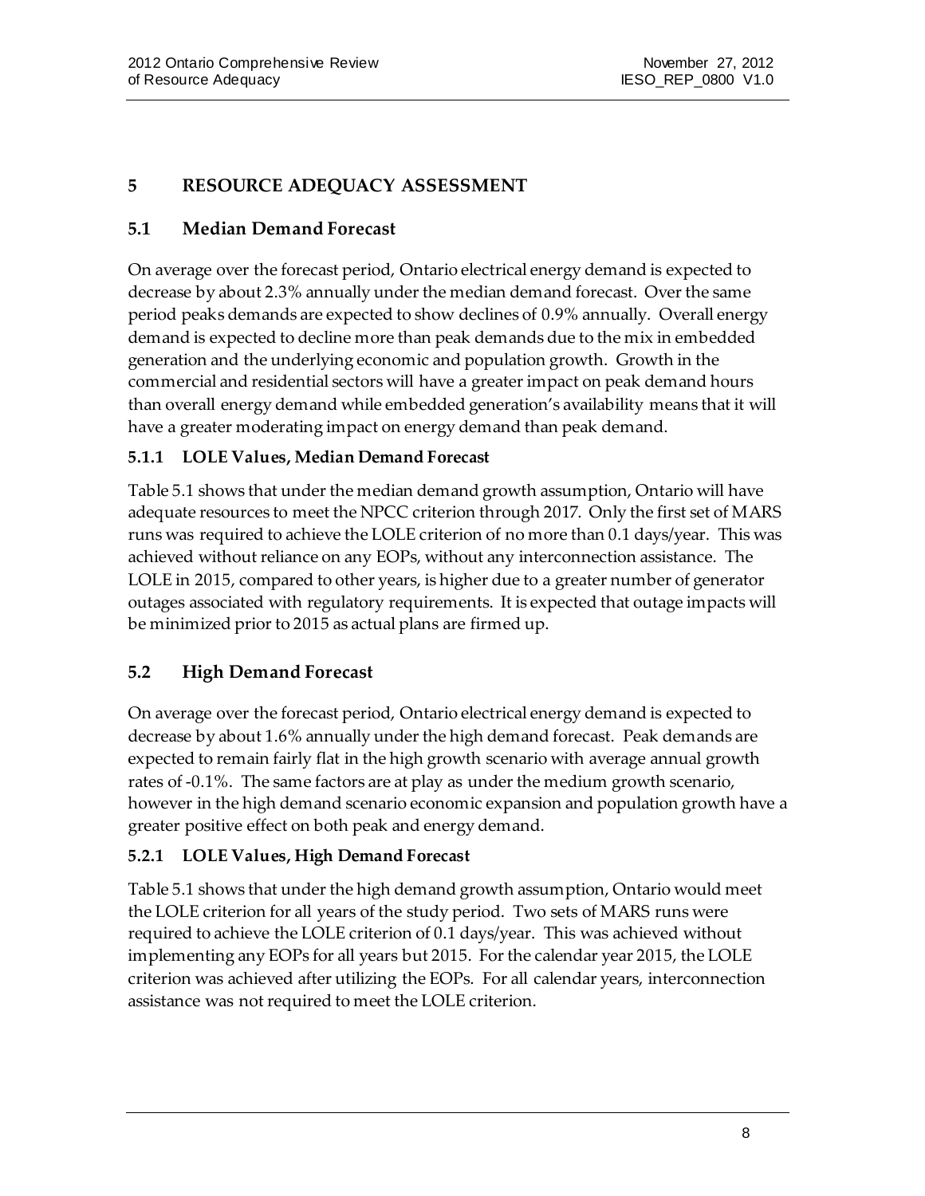# 5 RESOURCE ADEQUACY ASSESSMENT

## 5.1 Median Demand Forecast

On average over the forecast period, Ontario electrical energy demand is expected to decrease by about 2.3% annually under the median demand forecast. Over the same period peaks demands are expected to show declines of 0.9% annually. Overall energy demand is expected to decline more than peak demands due to the mix in embedded generation and the underlying economic and population growth. Growth in the commercial and residential sectors will have a greater impact on peak demand hours than overall energy demand while embedded generation's availability means that it will have a greater moderating impact on energy demand than peak demand.

### 5.1.1 LOLE Values, Median Demand Forecast

Table 5.1 shows that under the median demand growth assumption, Ontario will have adequate resources to meet the NPCC criterion through 2017. Only the first set of MARS runs was required to achieve the LOLE criterion of no more than 0.1 days/year. This was achieved without reliance on any EOPs, without any interconnection assistance. The LOLE in 2015, compared to other years, is higher due to a greater number of generator outages associated with regulatory requirements. It is expected that outage impacts will be minimized prior to 2015 as actual plans are firmed up.

## 5.2 High Demand Forecast

On average over the forecast period, Ontario electrical energy demand is expected to decrease by about 1.6% annually under the high demand forecast. Peak demands are expected to remain fairly flat in the high growth scenario with average annual growth rates of -0.1%. The same factors are at play as under the medium growth scenario, however in the high demand scenario economic expansion and population growth have a greater positive effect on both peak and energy demand.

### 5.2.1 LOLE Values, High Demand Forecast

Table 5.1 shows that under the high demand growth assumption, Ontario would meet the LOLE criterion for all years of the study period. Two sets of MARS runs were required to achieve the LOLE criterion of 0.1 days/year. This was achieved without implementing any EOPs for all years but 2015. For the calendar year 2015, the LOLE criterion was achieved after utilizing the EOPs. For all calendar years, interconnection assistance was not required to meet the LOLE criterion.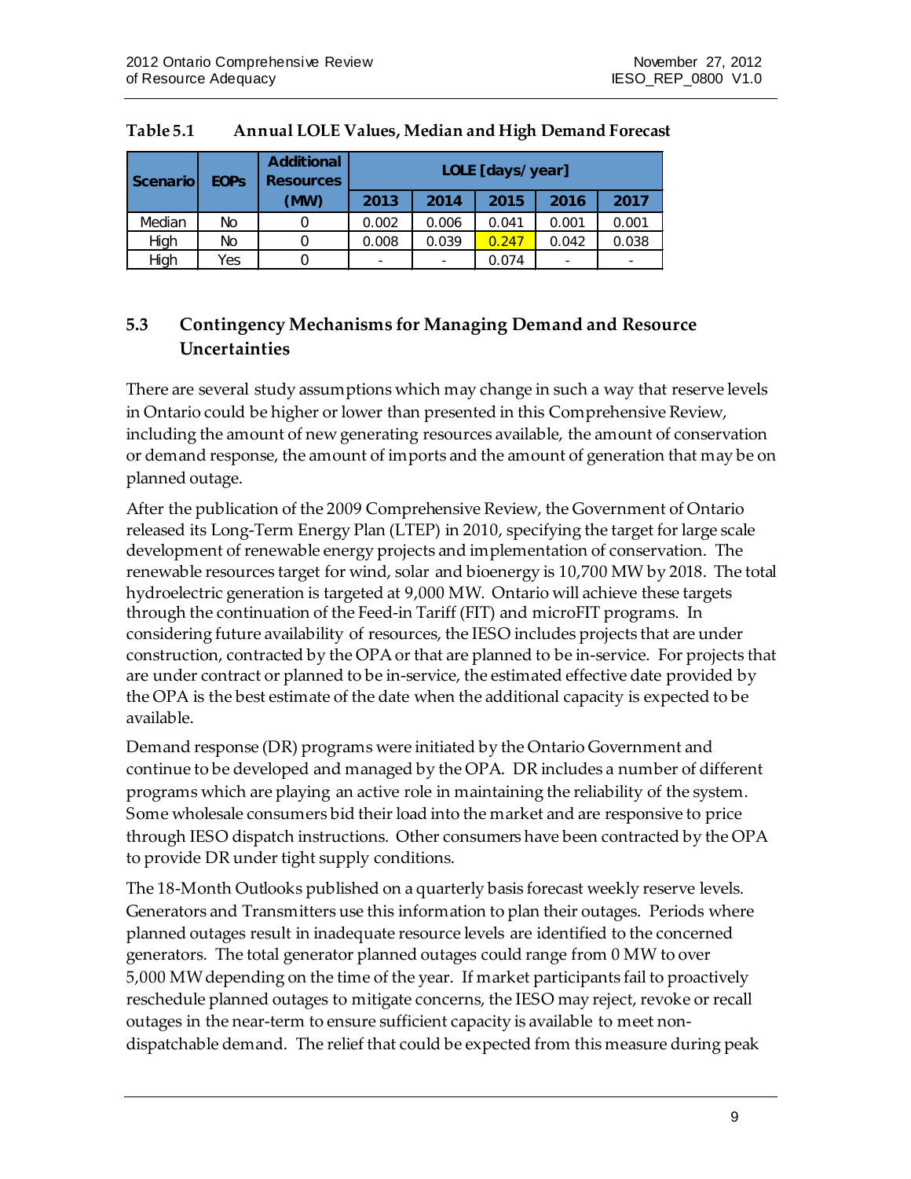**Table 5.1 Annual LOLE Values, Median and High Demand Forecast**

| Scenario | EOPs | Additional Resources (MW) | LOLE [days/year] | | | | |
|---|---|---|---|---|---|---|---|
| | | | 2013 | 2014 | 2015 | 2016 | 2017 |
| Median | No | 0 | 0.002 | 0.006 | 0.041 | 0.001 | 0.001 |
| High | No | 0 | 0.008 | 0.039 | 0.247 | 0.042 | 0.038 |
| High | Yes | 0 | - | - | 0.074 | - | - |

## 5.3 Contingency Mechanisms for Managing Demand and Resource Uncertainties

There are several study assumptions which may change in such a way that reserve levels in Ontario could be higher or lower than presented in this Comprehensive Review, including the amount of new generating resources available, the amount of conservation or demand response, the amount of imports and the amount of generation that may be on planned outage.

After the publication of the 2009 Comprehensive Review, the Government of Ontario released its Long-Term Energy Plan (LTEP) in 2010, specifying the target for large scale development of renewable energy projects and implementation of conservation. The renewable resources target for wind, solar and bioenergy is 10,700 MW by 2018. The total hydroelectric generation is targeted at 9,000 MW. Ontario will achieve these targets through the continuation of the Feed-in Tariff (FIT) and microFIT programs. In considering future availability of resources, the IESO includes projects that are under construction, contracted by the OPA or that are planned to be in-service. For projects that are under contract or planned to be in-service, the estimated effective date provided by the OPA is the best estimate of the date when the additional capacity is expected to be available.

Demand response (DR) programs were initiated by the Ontario Government and continue to be developed and managed by the OPA. DR includes a number of different programs which are playing an active role in maintaining the reliability of the system. Some wholesale consumers bid their load into the market and are responsive to price through IESO dispatch instructions. Other consumers have been contracted by the OPA to provide DR under tight supply conditions.

The 18-Month Outlooks published on a quarterly basis forecast weekly reserve levels. Generators and Transmitters use this information to plan their outages. Periods where planned outages result in inadequate resource levels are identified to the concerned generators. The total generator planned outages could range from 0 MW to over 5,000 MW depending on the time of the year. If market participants fail to proactively reschedule planned outages to mitigate concerns, the IESO may reject, revoke or recall outages in the near-term to ensure sufficient capacity is available to meet non-dispatchable demand. The relief that could be expected from this measure during peak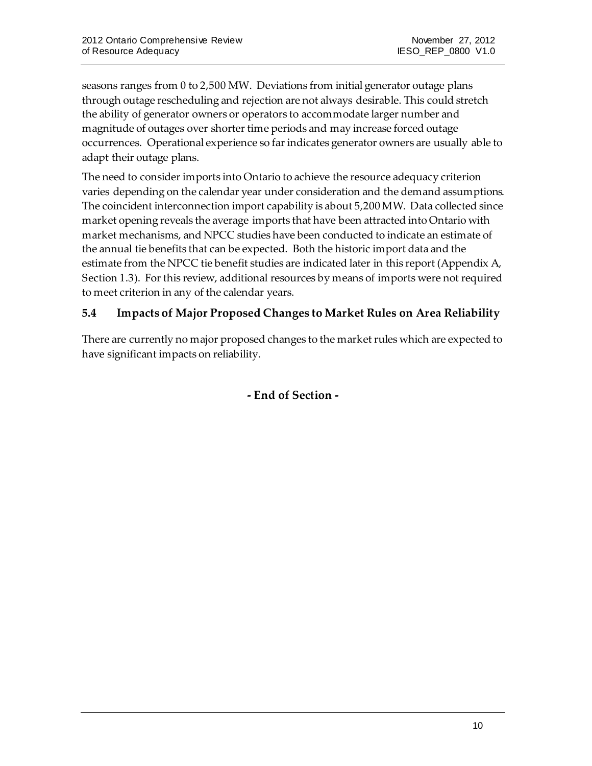seasons ranges from 0 to 2,500 MW. Deviations from initial generator outage plans through outage rescheduling and rejection are not always desirable. This could stretch the ability of generator owners or operators to accommodate larger number and magnitude of outages over shorter time periods and may increase forced outage occurrences. Operational experience so far indicates generator owners are usually able to adapt their outage plans.

The need to consider imports into Ontario to achieve the resource adequacy criterion varies depending on the calendar year under consideration and the demand assumptions. The coincident interconnection import capability is about 5,200 MW. Data collected since market opening reveals the average imports that have been attracted into Ontario with market mechanisms, and NPCC studies have been conducted to indicate an estimate of the annual tie benefits that can be expected. Both the historic import data and the estimate from the NPCC tie benefit studies are indicated later in this report (Appendix A, Section 1.3). For this review, additional resources by means of imports were not required to meet criterion in any of the calendar years.

### 5.4 Impacts of Major Proposed Changes to Market Rules on Area Reliability

There are currently no major proposed changes to the market rules which are expected to have significant impacts on reliability.

**- End of Section -**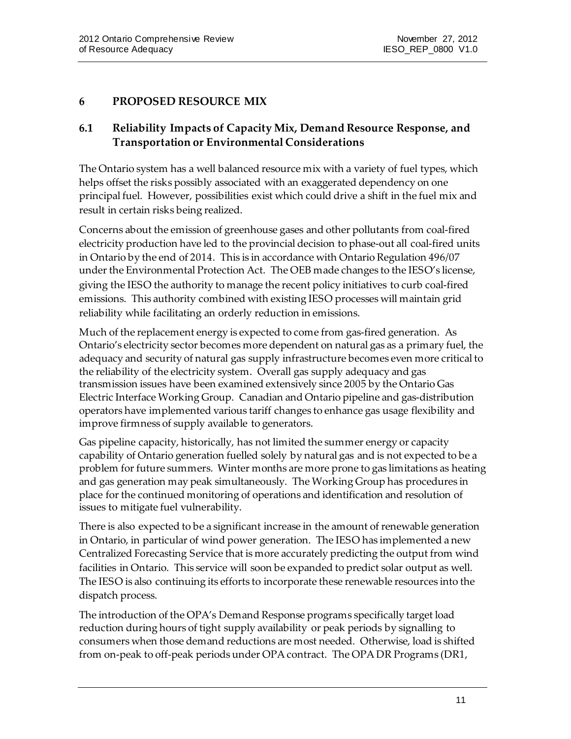## 6 PROPOSED RESOURCE MIX

### 6.1 Reliability Impacts of Capacity Mix, Demand Resource Response, and Transportation or Environmental Considerations

The Ontario system has a well balanced resource mix with a variety of fuel types, which helps offset the risks possibly associated with an exaggerated dependency on one principal fuel. However, possibilities exist which could drive a shift in the fuel mix and result in certain risks being realized.

Concerns about the emission of greenhouse gases and other pollutants from coal-fired electricity production have led to the provincial decision to phase-out all coal-fired units in Ontario by the end of 2014. This is in accordance with Ontario Regulation 496/07 under the Environmental Protection Act. The OEB made changes to the IESO's license, giving the IESO the authority to manage the recent policy initiatives to curb coal-fired emissions. This authority combined with existing IESO processes will maintain grid reliability while facilitating an orderly reduction in emissions.

Much of the replacement energy is expected to come from gas-fired generation. As Ontario's electricity sector becomes more dependent on natural gas as a primary fuel, the adequacy and security of natural gas supply infrastructure becomes even more critical to the reliability of the electricity system. Overall gas supply adequacy and gas transmission issues have been examined extensively since 2005 by the Ontario Gas Electric Interface Working Group. Canadian and Ontario pipeline and gas-distribution operators have implemented various tariff changes to enhance gas usage flexibility and improve firmness of supply available to generators.

Gas pipeline capacity, historically, has not limited the summer energy or capacity capability of Ontario generation fuelled solely by natural gas and is not expected to be a problem for future summers. Winter months are more prone to gas limitations as heating and gas generation may peak simultaneously. The Working Group has procedures in place for the continued monitoring of operations and identification and resolution of issues to mitigate fuel vulnerability.

There is also expected to be a significant increase in the amount of renewable generation in Ontario, in particular of wind power generation. The IESO has implemented a new Centralized Forecasting Service that is more accurately predicting the output from wind facilities in Ontario. This service will soon be expanded to predict solar output as well. The IESO is also continuing its efforts to incorporate these renewable resources into the dispatch process.

The introduction of the OPA's Demand Response programs specifically target load reduction during hours of tight supply availability or peak periods by signalling to consumers when those demand reductions are most needed. Otherwise, load is shifted from on-peak to off-peak periods under OPA contract. The OPA DR Programs (DR1,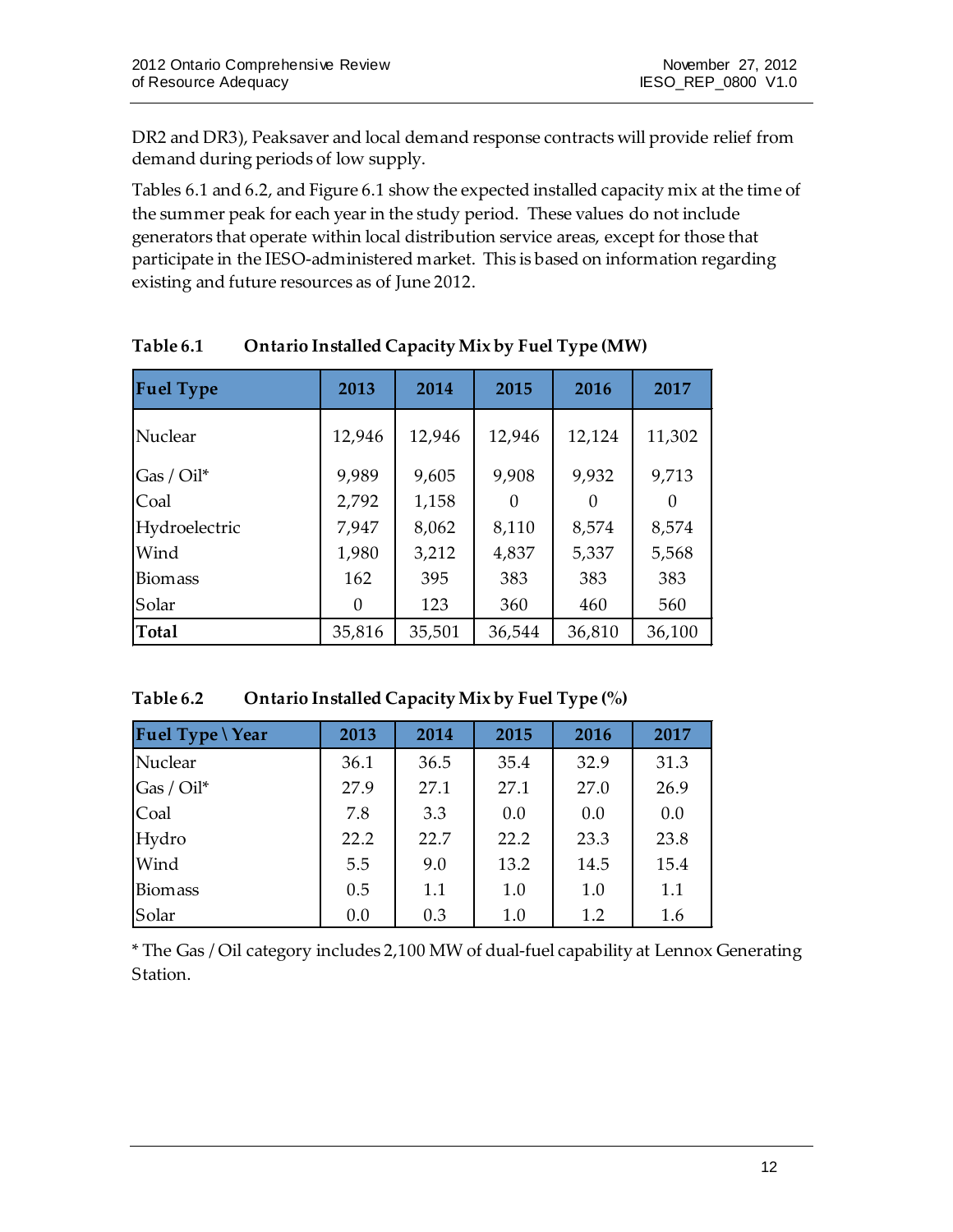DR2 and DR3), Peaksaver and local demand response contracts will provide relief from demand during periods of low supply.

Tables 6.1 and 6.2, and Figure 6.1 show the expected installed capacity mix at the time of the summer peak for each year in the study period. These values do not include generators that operate within local distribution service areas, except for those that participate in the IESO-administered market. This is based on information regarding existing and future resources as of June 2012.

**Table 6.1 Ontario Installed Capacity Mix by Fuel Type (MW)**

| Fuel Type | 2013 | 2014 | 2015 | 2016 | 2017 |
|---|---|---|---|---|---|
| Nuclear | 12,946 | 12,946 | 12,946 | 12,124 | 11,302 |
| Gas / Oil* | 9,989 | 9,605 | 9,908 | 9,932 | 9,713 |
| Coal | 2,792 | 1,158 | 0 | 0 | 0 |
| Hydroelectric | 7,947 | 8,062 | 8,110 | 8,574 | 8,574 |
| Wind | 1,980 | 3,212 | 4,837 | 5,337 | 5,568 |
| Biomass | 162 | 395 | 383 | 383 | 383 |
| Solar | 0 | 123 | 360 | 460 | 560 |
| **Total** | 35,816 | 35,501 | 36,544 | 36,810 | 36,100 |

**Table 6.2 Ontario Installed Capacity Mix by Fuel Type (%)**

| Fuel Type \ Year | 2013 | 2014 | 2015 | 2016 | 2017 |
|---|---|---|---|---|---|
| Nuclear | 36.1 | 36.5 | 35.4 | 32.9 | 31.3 |
| Gas / Oil* | 27.9 | 27.1 | 27.1 | 27.0 | 26.9 |
| Coal | 7.8 | 3.3 | 0.0 | 0.0 | 0.0 |
| Hydro | 22.2 | 22.7 | 22.2 | 23.3 | 23.8 |
| Wind | 5.5 | 9.0 | 13.2 | 14.5 | 15.4 |
| Biomass | 0.5 | 1.1 | 1.0 | 1.0 | 1.1 |
| Solar | 0.0 | 0.3 | 1.0 | 1.2 | 1.6 |

* The Gas / Oil category includes 2,100 MW of dual-fuel capability at Lennox Generating Station.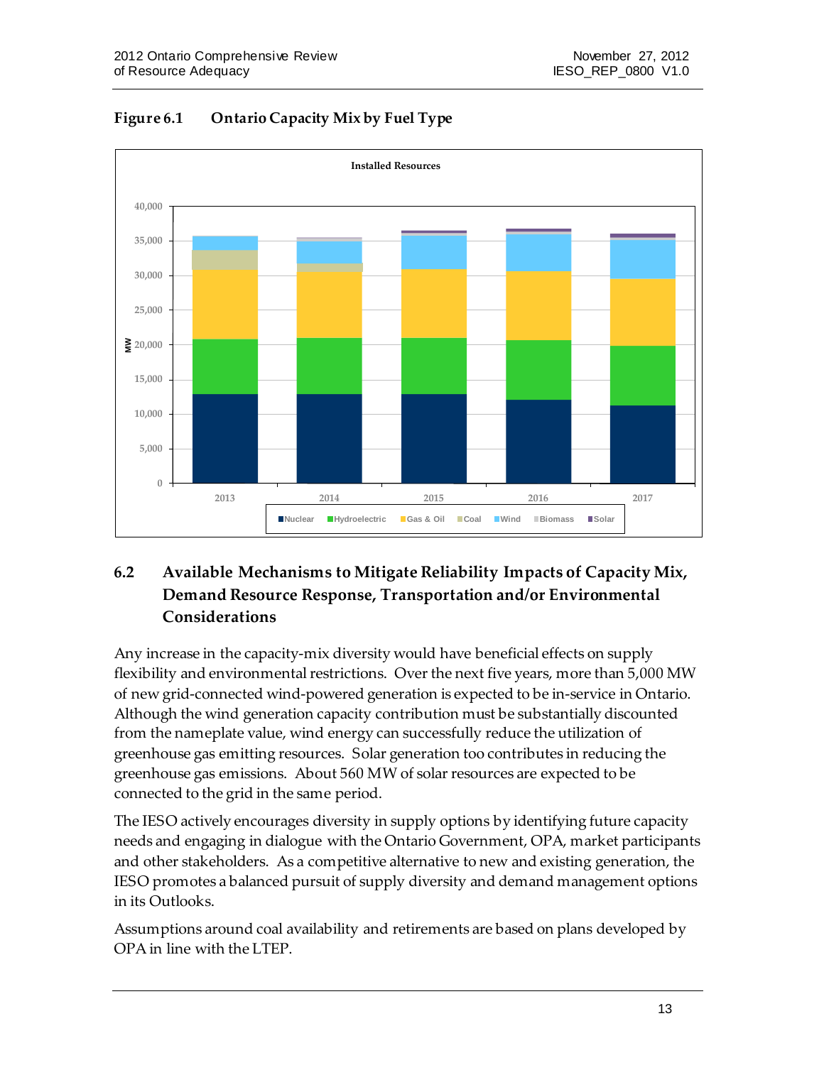**Figure 6.1 Ontario Capacity Mix by Fuel Type**

## 6.2 Available Mechanisms to Mitigate Reliability Impacts of Capacity Mix, Demand Resource Response, Transportation and/or Environmental Considerations

Any increase in the capacity-mix diversity would have beneficial effects on supply flexibility and environmental restrictions. Over the next five years, more than 5,000 MW of new grid-connected wind-powered generation is expected to be in-service in Ontario. Although the wind generation capacity contribution must be substantially discounted from the nameplate value, wind energy can successfully reduce the utilization of greenhouse gas emitting resources. Solar generation too contributes in reducing the greenhouse gas emissions. About 560 MW of solar resources are expected to be connected to the grid in the same period.

The IESO actively encourages diversity in supply options by identifying future capacity needs and engaging in dialogue with the Ontario Government, OPA, market participants and other stakeholders. As a competitive alternative to new and existing generation, the IESO promotes a balanced pursuit of supply diversity and demand management options in its Outlooks.

Assumptions around coal availability and retirements are based on plans developed by OPA in line with the LTEP.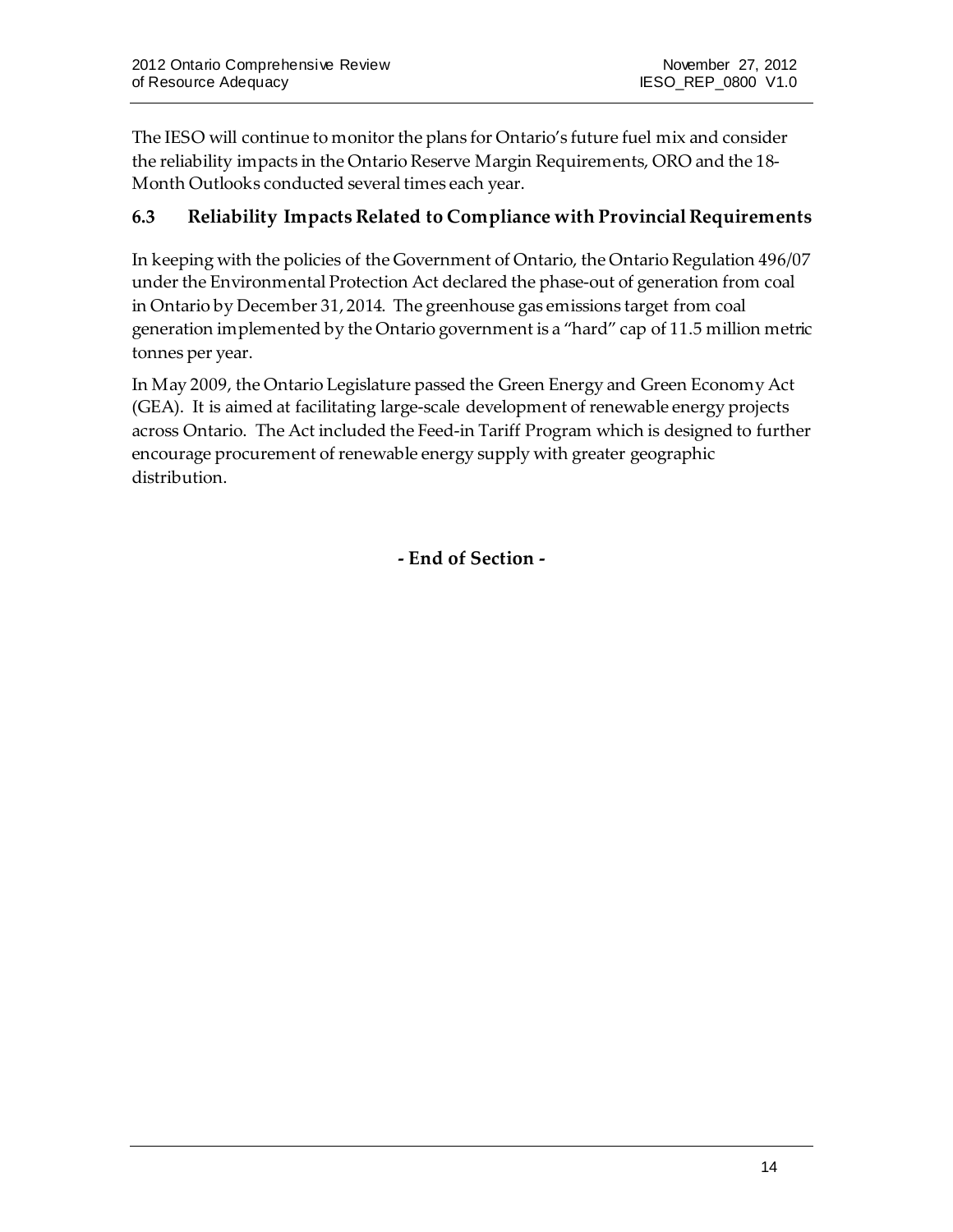The IESO will continue to monitor the plans for Ontario's future fuel mix and consider the reliability impacts in the Ontario Reserve Margin Requirements, ORO and the 18-Month Outlooks conducted several times each year.

### 6.3 Reliability Impacts Related to Compliance with Provincial Requirements

In keeping with the policies of the Government of Ontario, the Ontario Regulation 496/07 under the Environmental Protection Act declared the phase-out of generation from coal in Ontario by December 31, 2014. The greenhouse gas emissions target from coal generation implemented by the Ontario government is a "hard" cap of 11.5 million metric tonnes per year.

In May 2009, the Ontario Legislature passed the Green Energy and Green Economy Act (GEA). It is aimed at facilitating large-scale development of renewable energy projects across Ontario. The Act included the Feed-in Tariff Program which is designed to further encourage procurement of renewable energy supply with greater geographic distribution.

**- End of Section -**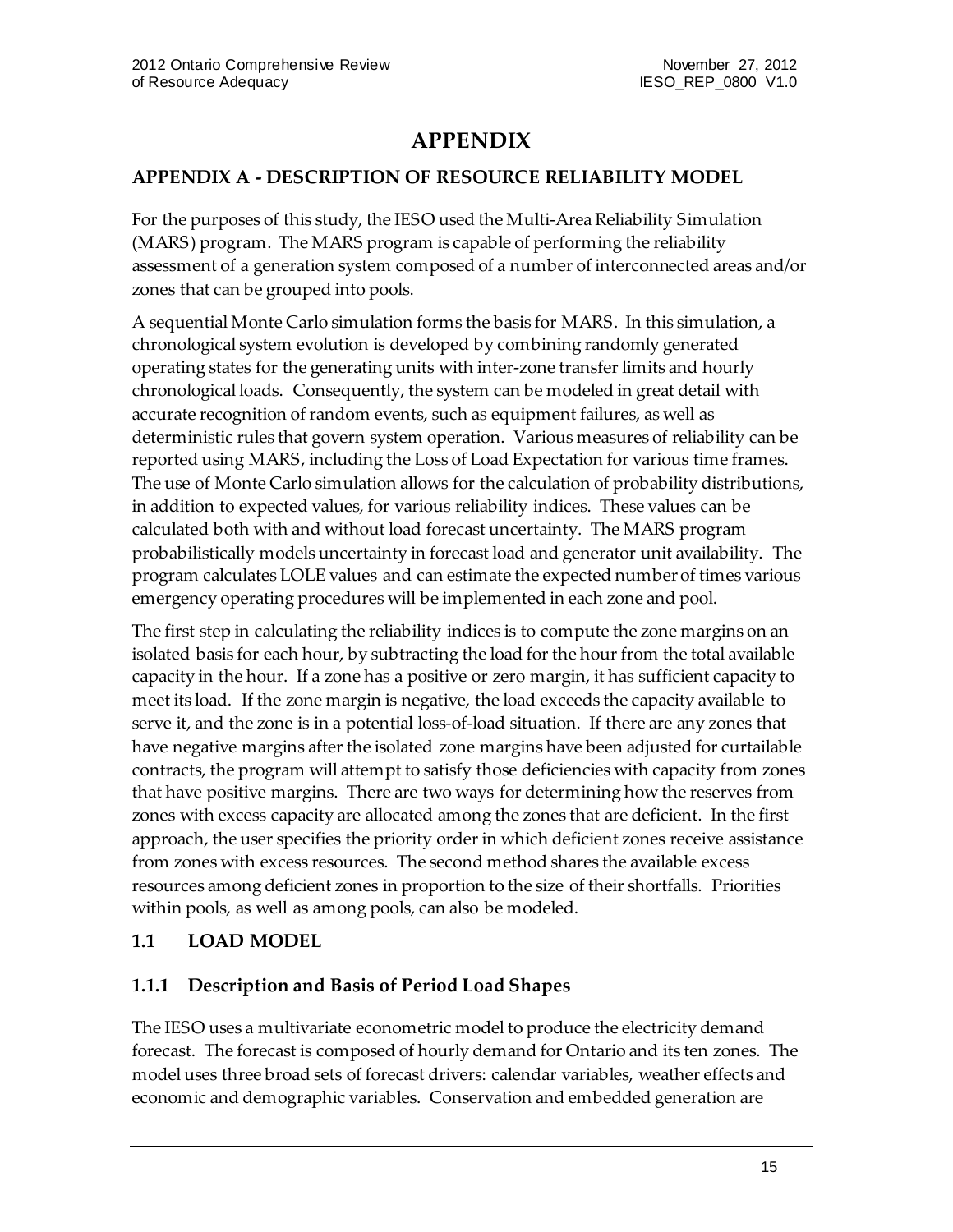# APPENDIX

## APPENDIX A - DESCRIPTION OF RESOURCE RELIABILITY MODEL

For the purposes of this study, the IESO used the Multi-Area Reliability Simulation (MARS) program. The MARS program is capable of performing the reliability assessment of a generation system composed of a number of interconnected areas and/or zones that can be grouped into pools.

A sequential Monte Carlo simulation forms the basis for MARS. In this simulation, a chronological system evolution is developed by combining randomly generated operating states for the generating units with inter-zone transfer limits and hourly chronological loads. Consequently, the system can be modeled in great detail with accurate recognition of random events, such as equipment failures, as well as deterministic rules that govern system operation. Various measures of reliability can be reported using MARS, including the Loss of Load Expectation for various time frames. The use of Monte Carlo simulation allows for the calculation of probability distributions, in addition to expected values, for various reliability indices. These values can be calculated both with and without load forecast uncertainty. The MARS program probabilistically models uncertainty in forecast load and generator unit availability. The program calculates LOLE values and can estimate the expected number of times various emergency operating procedures will be implemented in each zone and pool.

The first step in calculating the reliability indices is to compute the zone margins on an isolated basis for each hour, by subtracting the load for the hour from the total available capacity in the hour. If a zone has a positive or zero margin, it has sufficient capacity to meet its load. If the zone margin is negative, the load exceeds the capacity available to serve it, and the zone is in a potential loss-of-load situation. If there are any zones that have negative margins after the isolated zone margins have been adjusted for curtailable contracts, the program will attempt to satisfy those deficiencies with capacity from zones that have positive margins. There are two ways for determining how the reserves from zones with excess capacity are allocated among the zones that are deficient. In the first approach, the user specifies the priority order in which deficient zones receive assistance from zones with excess resources. The second method shares the available excess resources among deficient zones in proportion to the size of their shortfalls. Priorities within pools, as well as among pools, can also be modeled.

### 1.1 LOAD MODEL

#### 1.1.1 Description and Basis of Period Load Shapes

The IESO uses a multivariate econometric model to produce the electricity demand forecast. The forecast is composed of hourly demand for Ontario and its ten zones. The model uses three broad sets of forecast drivers: calendar variables, weather effects and economic and demographic variables. Conservation and embedded generation are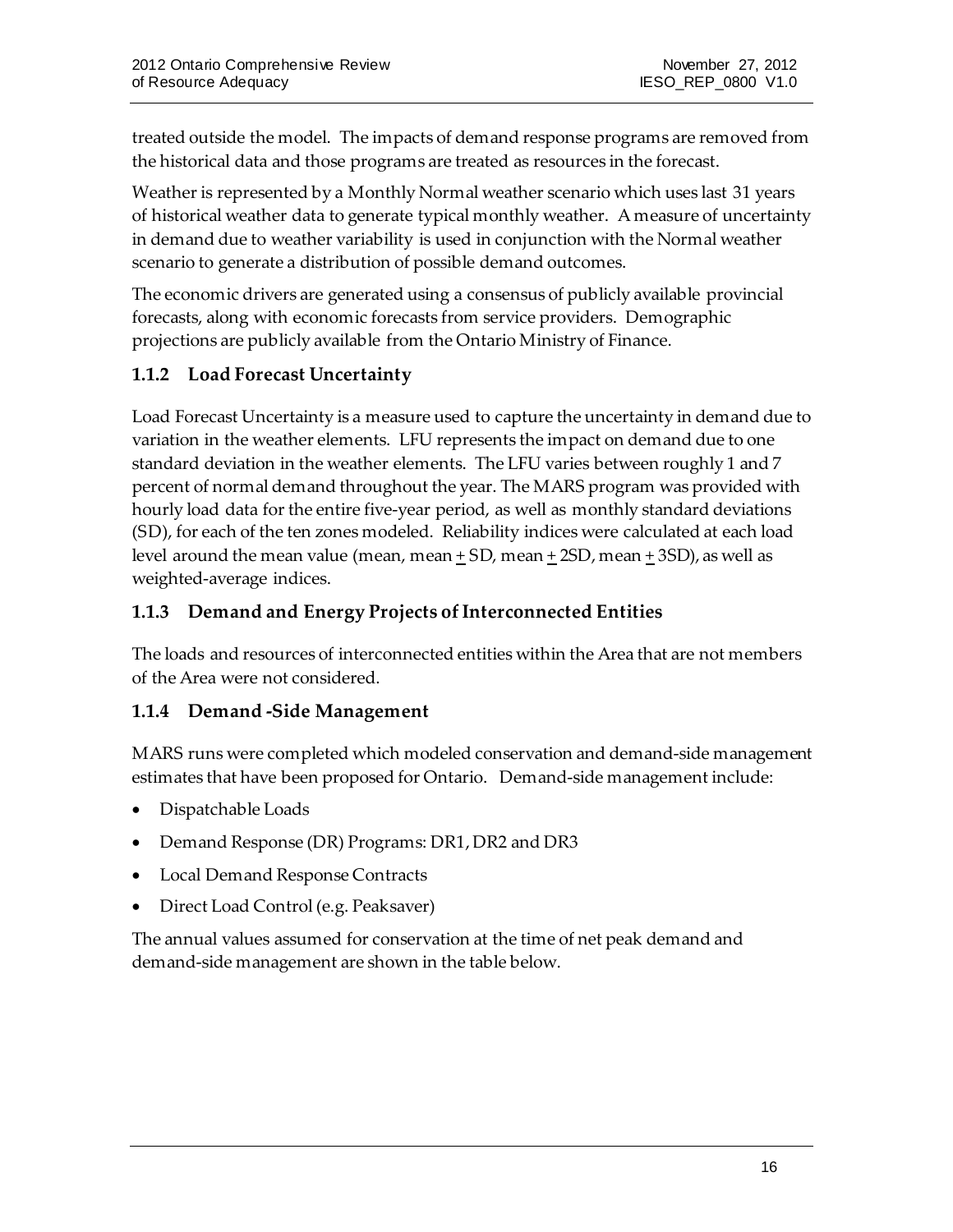treated outside the model. The impacts of demand response programs are removed from the historical data and those programs are treated as resources in the forecast.

Weather is represented by a Monthly Normal weather scenario which uses last 31 years of historical weather data to generate typical monthly weather. A measure of uncertainty in demand due to weather variability is used in conjunction with the Normal weather scenario to generate a distribution of possible demand outcomes.

The economic drivers are generated using a consensus of publicly available provincial forecasts, along with economic forecasts from service providers. Demographic projections are publicly available from the Ontario Ministry of Finance.

### 1.1.2 Load Forecast Uncertainty

Load Forecast Uncertainty is a measure used to capture the uncertainty in demand due to variation in the weather elements. LFU represents the impact on demand due to one standard deviation in the weather elements. The LFU varies between roughly 1 and 7 percent of normal demand throughout the year. The MARS program was provided with hourly load data for the entire five-year period, as well as monthly standard deviations (SD), for each of the ten zones modeled. Reliability indices were calculated at each load level around the mean value (mean, mean ± SD, mean ± 2SD, mean ± 3SD), as well as weighted-average indices.

### 1.1.3 Demand and Energy Projects of Interconnected Entities

The loads and resources of interconnected entities within the Area that are not members of the Area were not considered.

### 1.1.4 Demand -Side Management

MARS runs were completed which modeled conservation and demand-side management estimates that have been proposed for Ontario. Demand-side management include:

- Dispatchable Loads
- Demand Response (DR) Programs: DR1, DR2 and DR3
- Local Demand Response Contracts
- Direct Load Control (e.g. Peaksaver)

The annual values assumed for conservation at the time of net peak demand and demand-side management are shown in the table below.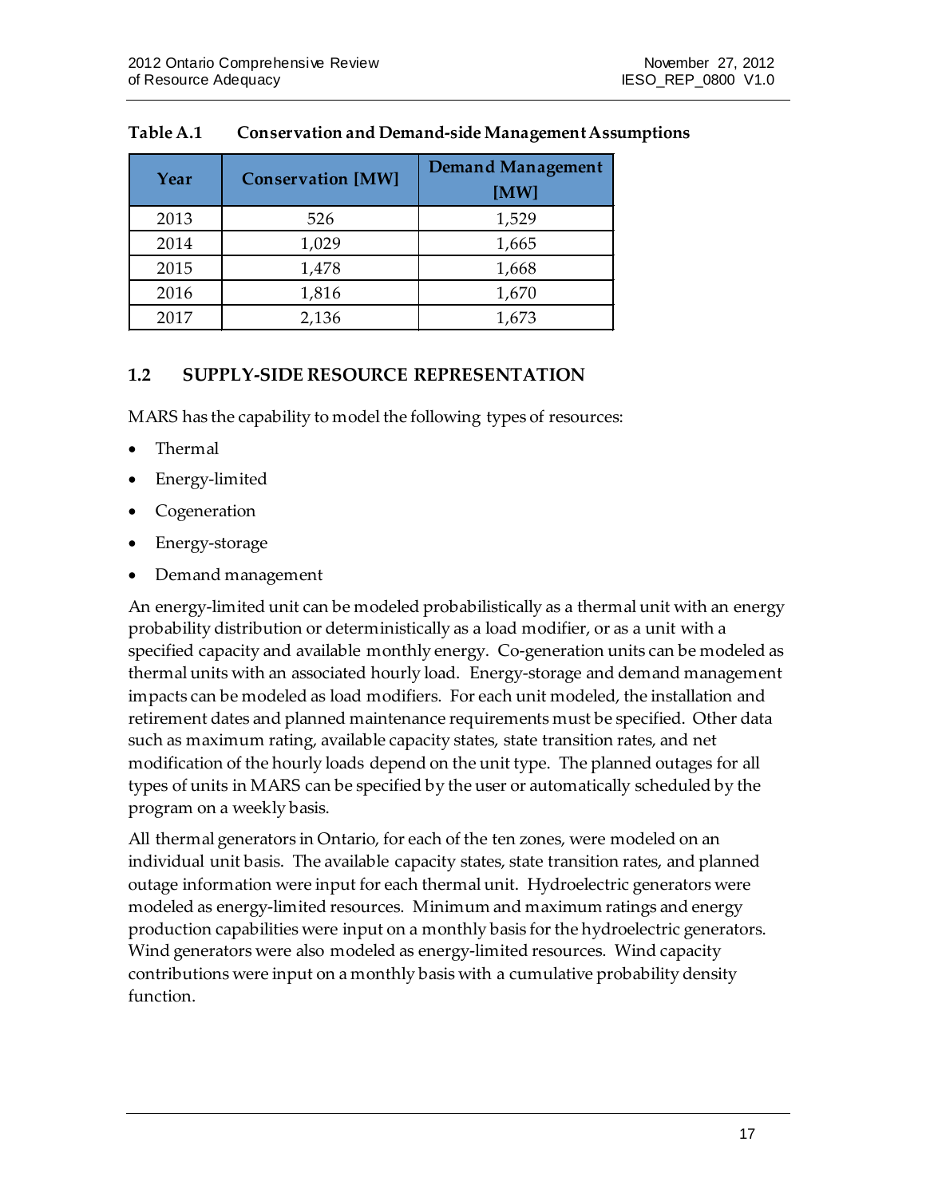**Table A.1 Conservation and Demand-side Management Assumptions**

| Year | Conservation [MW] | Demand Management [MW] |
|---|---|---|
| 2013 | 526 | 1,529 |
| 2014 | 1,029 | 1,665 |
| 2015 | 1,478 | 1,668 |
| 2016 | 1,816 | 1,670 |
| 2017 | 2,136 | 1,673 |

## 1.2 SUPPLY-SIDE RESOURCE REPRESENTATION

MARS has the capability to model the following types of resources:

- Thermal
- Energy-limited
- Cogeneration
- Energy-storage
- Demand management

An energy-limited unit can be modeled probabilistically as a thermal unit with an energy probability distribution or deterministically as a load modifier, or as a unit with a specified capacity and available monthly energy. Co-generation units can be modeled as thermal units with an associated hourly load. Energy-storage and demand management impacts can be modeled as load modifiers. For each unit modeled, the installation and retirement dates and planned maintenance requirements must be specified. Other data such as maximum rating, available capacity states, state transition rates, and net modification of the hourly loads depend on the unit type. The planned outages for all types of units in MARS can be specified by the user or automatically scheduled by the program on a weekly basis.

All thermal generators in Ontario, for each of the ten zones, were modeled on an individual unit basis. The available capacity states, state transition rates, and planned outage information were input for each thermal unit. Hydroelectric generators were modeled as energy-limited resources. Minimum and maximum ratings and energy production capabilities were input on a monthly basis for the hydroelectric generators. Wind generators were also modeled as energy-limited resources. Wind capacity contributions were input on a monthly basis with a cumulative probability density function.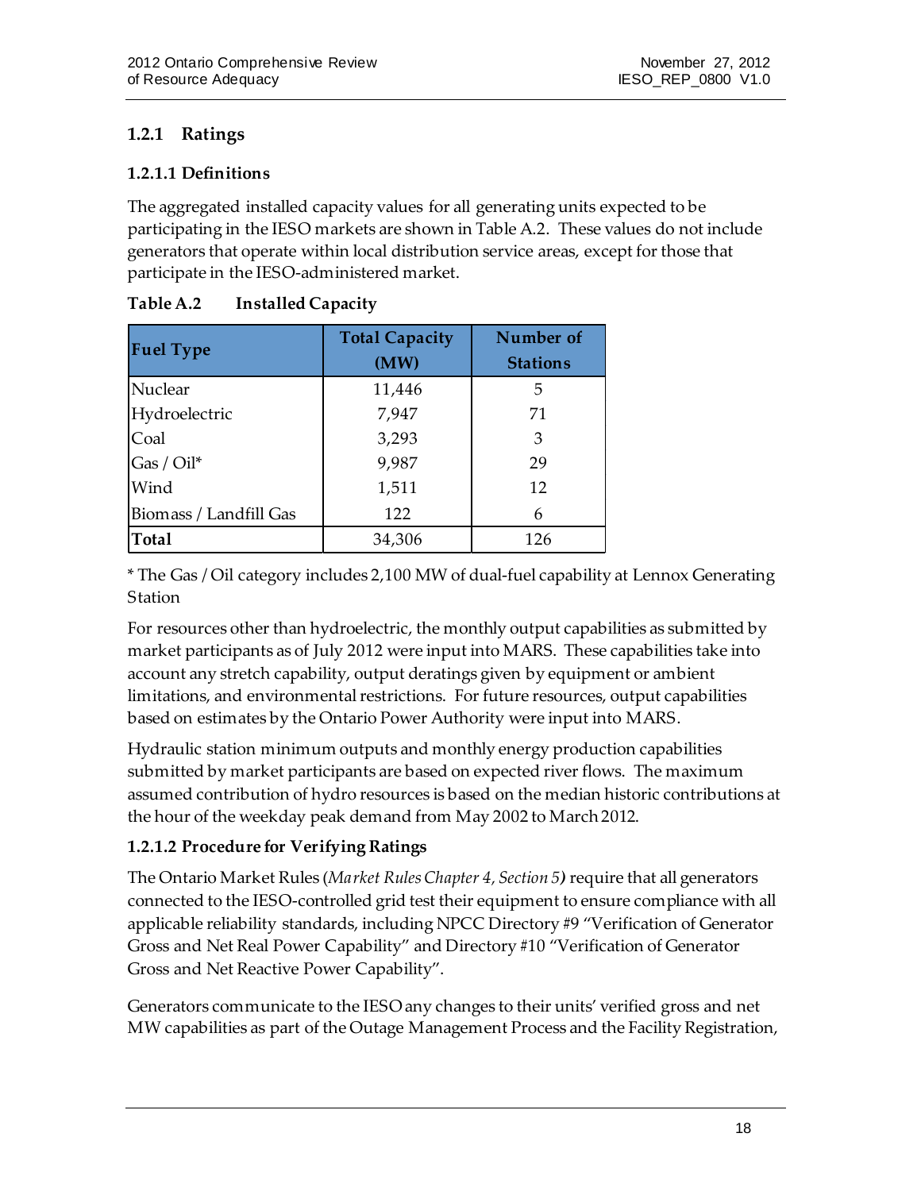### 1.2.1 Ratings

#### 1.2.1.1 Definitions

The aggregated installed capacity values for all generating units expected to be participating in the IESO markets are shown in Table A.2. These values do not include generators that operate within local distribution service areas, except for those that participate in the IESO-administered market.

**Table A.2 Installed Capacity**

| Fuel Type | Total Capacity (MW) | Number of Stations |
|---|---|---|
| Nuclear | 11,446 | 5 |
| Hydroelectric | 7,947 | 71 |
| Coal | 3,293 | 3 |
| Gas / Oil* | 9,987 | 29 |
| Wind | 1,511 | 12 |
| Biomass / Landfill Gas | 122 | 6 |
| **Total** | 34,306 | 126 |

* The Gas / Oil category includes 2,100 MW of dual-fuel capability at Lennox Generating Station

For resources other than hydroelectric, the monthly output capabilities as submitted by market participants as of July 2012 were input into MARS. These capabilities take into account any stretch capability, output deratings given by equipment or ambient limitations, and environmental restrictions. For future resources, output capabilities based on estimates by the Ontario Power Authority were input into MARS.

Hydraulic station minimum outputs and monthly energy production capabilities submitted by market participants are based on expected river flows. The maximum assumed contribution of hydro resources is based on the median historic contributions at the hour of the weekday peak demand from May 2002 to March 2012.

#### 1.2.1.2 Procedure for Verifying Ratings

The Ontario Market Rules (*Market Rules Chapter 4, Section 5*) require that all generators connected to the IESO-controlled grid test their equipment to ensure compliance with all applicable reliability standards, including NPCC Directory #9 "Verification of Generator Gross and Net Real Power Capability" and Directory #10 "Verification of Generator Gross and Net Reactive Power Capability".

Generators communicate to the IESO any changes to their units' verified gross and net MW capabilities as part of the Outage Management Process and the Facility Registration,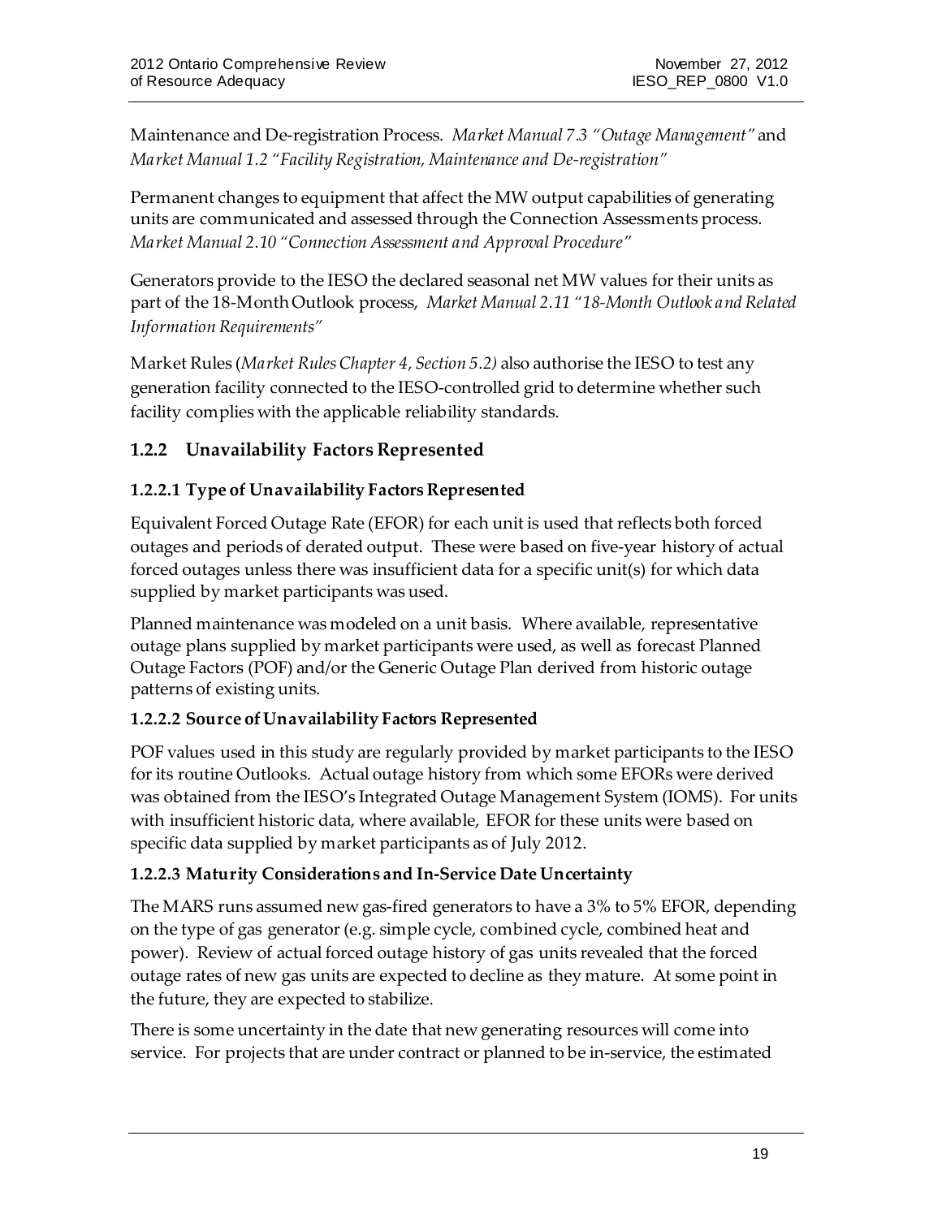Maintenance and De-registration Process. *Market Manual 7.3 "Outage Management"* and *Market Manual 1.2 "Facility Registration, Maintenance and De-registration"*

Permanent changes to equipment that affect the MW output capabilities of generating units are communicated and assessed through the Connection Assessments process. *Market Manual 2.10 "Connection Assessment and Approval Procedure"*

Generators provide to the IESO the declared seasonal net MW values for their units as part of the 18-Month Outlook process, *Market Manual 2.11 "18-Month Outlook and Related Information Requirements"*

Market Rules (*Market Rules Chapter 4, Section 5.2)* also authorise the IESO to test any generation facility connected to the IESO-controlled grid to determine whether such facility complies with the applicable reliability standards.

### 1.2.2 Unavailability Factors Represented

#### 1.2.2.1 Type of Unavailability Factors Represented

Equivalent Forced Outage Rate (EFOR) for each unit is used that reflects both forced outages and periods of derated output. These were based on five-year history of actual forced outages unless there was insufficient data for a specific unit(s) for which data supplied by market participants was used.

Planned maintenance was modeled on a unit basis. Where available, representative outage plans supplied by market participants were used, as well as forecast Planned Outage Factors (POF) and/or the Generic Outage Plan derived from historic outage patterns of existing units.

#### 1.2.2.2 Source of Unavailability Factors Represented

POF values used in this study are regularly provided by market participants to the IESO for its routine Outlooks. Actual outage history from which some EFORs were derived was obtained from the IESO's Integrated Outage Management System (IOMS). For units with insufficient historic data, where available, EFOR for these units were based on specific data supplied by market participants as of July 2012.

#### 1.2.2.3 Maturity Considerations and In-Service Date Uncertainty

The MARS runs assumed new gas-fired generators to have a 3% to 5% EFOR, depending on the type of gas generator (e.g. simple cycle, combined cycle, combined heat and power). Review of actual forced outage history of gas units revealed that the forced outage rates of new gas units are expected to decline as they mature. At some point in the future, they are expected to stabilize.

There is some uncertainty in the date that new generating resources will come into service. For projects that are under contract or planned to be in-service, the estimated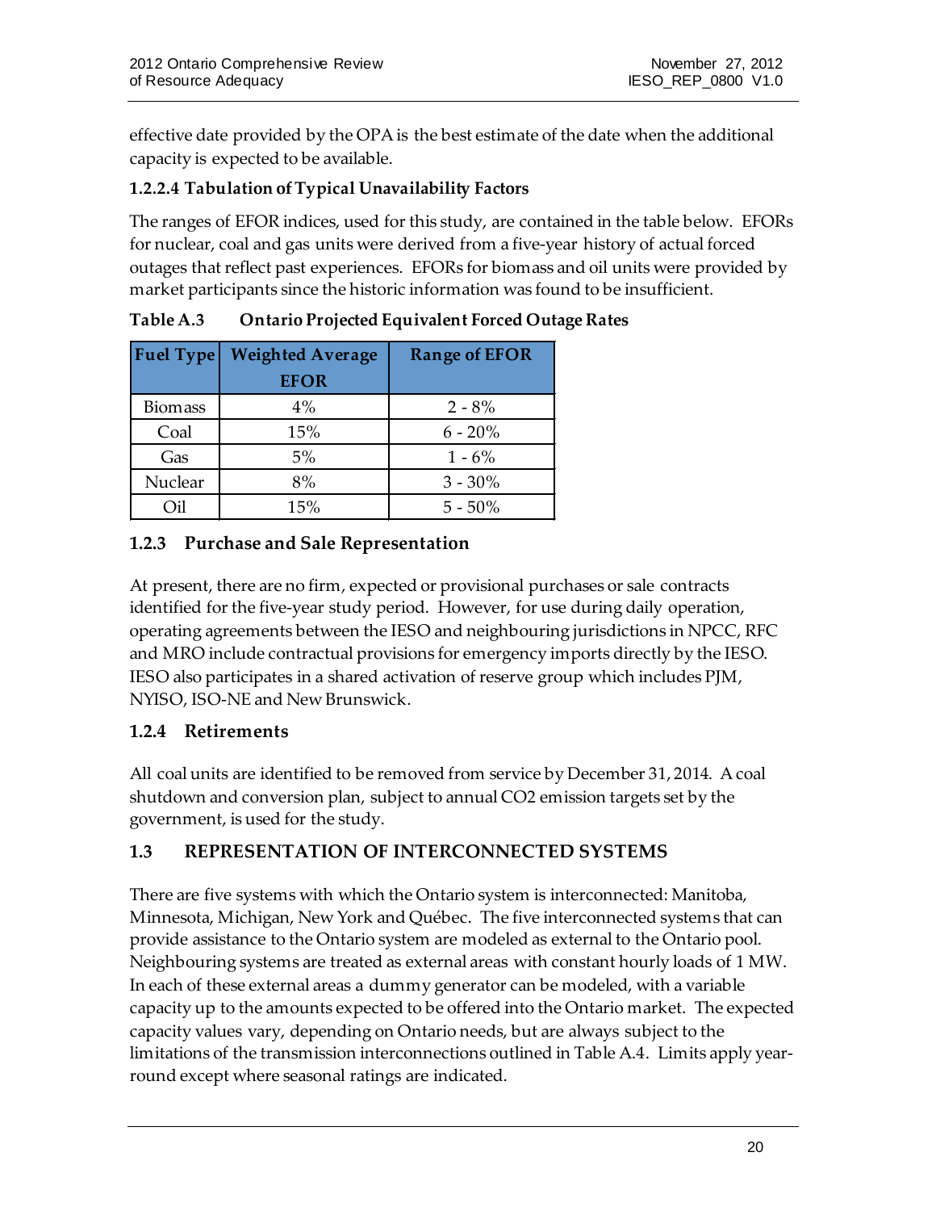effective date provided by the OPA is the best estimate of the date when the additional capacity is expected to be available.

#### 1.2.2.4 Tabulation of Typical Unavailability Factors

The ranges of EFOR indices, used for this study, are contained in the table below. EFORs for nuclear, coal and gas units were derived from a five-year history of actual forced outages that reflect past experiences. EFORs for biomass and oil units were provided by market participants since the historic information was found to be insufficient.

**Table A.3 Ontario Projected Equivalent Forced Outage Rates**

| Fuel Type | Weighted Average EFOR | Range of EFOR |
|---|---|---|
| Biomass | 4% | 2 - 8% |
| Coal | 15% | 6 - 20% |
| Gas | 5% | 1 - 6% |
| Nuclear | 8% | 3 - 30% |
| Oil | 15% | 5 - 50% |

### 1.2.3 Purchase and Sale Representation

At present, there are no firm, expected or provisional purchases or sale contracts identified for the five-year study period. However, for use during daily operation, operating agreements between the IESO and neighbouring jurisdictions in NPCC, RFC and MRO include contractual provisions for emergency imports directly by the IESO. IESO also participates in a shared activation of reserve group which includes PJM, NYISO, ISO-NE and New Brunswick.

### 1.2.4 Retirements

All coal units are identified to be removed from service by December 31, 2014. A coal shutdown and conversion plan, subject to annual $CO_2$ emission targets set by the government, is used for the study.

## 1.3 REPRESENTATION OF INTERCONNECTED SYSTEMS

There are five systems with which the Ontario system is interconnected: Manitoba, Minnesota, Michigan, New York and Québec. The five interconnected systems that can provide assistance to the Ontario system are modeled as external to the Ontario pool. Neighbouring systems are treated as external areas with constant hourly loads of 1 MW. In each of these external areas a dummy generator can be modeled, with a variable capacity up to the amounts expected to be offered into the Ontario market. The expected capacity values vary, depending on Ontario needs, but are always subject to the limitations of the transmission interconnections outlined in Table A.4. Limits apply year-round except where seasonal ratings are indicated.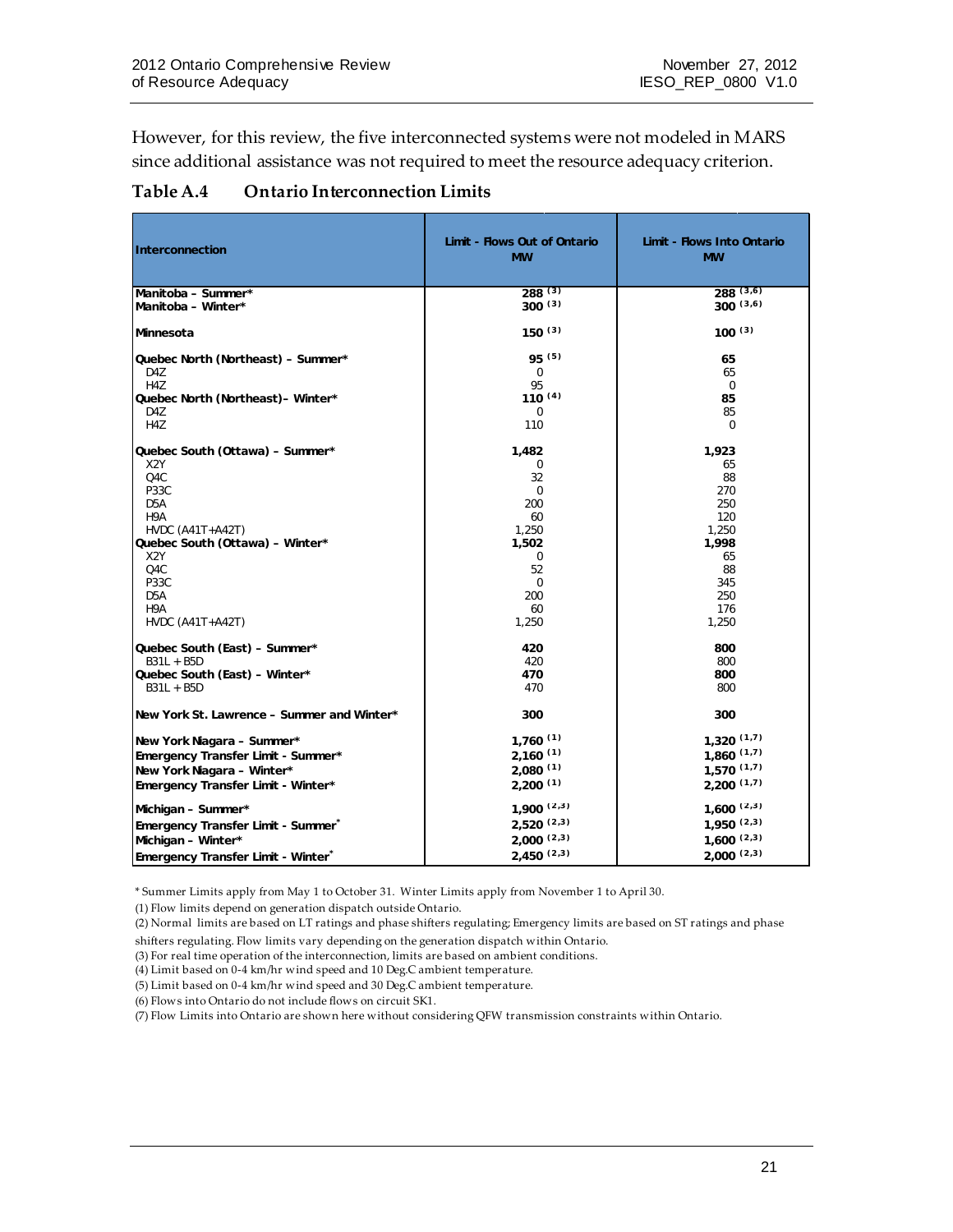However, for this review, the five interconnected systems were not modeled in MARS since additional assistance was not required to meet the resource adequacy criterion.

**Table A.4 Ontario Interconnection Limits**

| Interconnection | Limit - Flows Out of Ontario MW | Limit - Flows Into Ontario MW |
|---|---|---|
| **Manitoba – Summer*** | **288** [3] | **288** [3,6] |
| **Manitoba – Winter*** | **300** [3] | **300** [3,6] |
| **Minnesota** | **150** [3] | **100** [3] |
| **Quebec North (Northeast) – Summer*** | **95** [5] | **65** |
| D4Z | 0 | 65 |
| H4Z | 95 | 0 |
| **Quebec North (Northeast)– Winter*** | **110** [4] | **85** |
| D4Z | 0 | 85 |
| H4Z | 110 | 0 |
| **Quebec South (Ottawa) – Summer*** | **1,482** | **1,923** |
| X2Y | 0 | 65 |
| Q4C | 32 | 88 |
| P33C | 0 | 270 |
| D5A | 200 | 250 |
| H9A | 60 | 120 |
| HVDC (A41T+A42T) | 1,250 | 1,250 |
| **Quebec South (Ottawa) – Winter*** | **1,502** | **1,998** |
| X2Y | 0 | 65 |
| Q4C | 52 | 88 |
| P33C | 0 | 345 |
| D5A | 200 | 250 |
| H9A | 60 | 176 |
| HVDC (A41T+A42T) | 1,250 | 1,250 |
| **Quebec South (East) – Summer*** | **420** | **800** |
| B31L + B5D | 420 | 800 |
| **Quebec South (East) – Winter*** | **470** | **800** |
| B31L + B5D | 470 | 800 |
| **New York St. Lawrence – Summer and Winter*** | **300** | **300** |
| **New York Niagara – Summer*** | **1,760** [1] | **1,320** [1,7] |
| **Emergency Transfer Limit - Summer*** | **2,160** [1] | **1,860** [1,7] |
| **New York Niagara – Winter*** | **2,080** [1] | **1,570** [1,7] |
| **Emergency Transfer Limit - Winter*** | **2,200** [1] | **2,200** [1,7] |
| **Michigan – Summer*** | **1,900** [2,3] | **1,600** [2,3] |
| **Emergency Transfer Limit - Summer*** | **2,520** [2,3] | **1,950** [2,3] |
| **Michigan – Winter*** | **2,000** [2,3] | **1,600** [2,3] |
| **Emergency Transfer Limit - Winter*** | **2,450** [2,3] | **2,000** [2,3] |

* Summer Limits apply from May 1 to October 31. Winter Limits apply from November 1 to April 30.

(1) Flow limits depend on generation dispatch outside Ontario.

(2) Normal limits are based on LT ratings and phase shifters regulating; Emergency limits are based on ST ratings and phase shifters regulating. Flow limits vary depending on the generation dispatch within Ontario.

(3) For real time operation of the interconnection, limits are based on ambient conditions.

(4) Limit based on 0-4 km/hr wind speed and 10 Deg.C ambient temperature.

(5) Limit based on 0-4 km/hr wind speed and 30 Deg.C ambient temperature.

(6) Flows into Ontario do not include flows on circuit SK1.

(7) Flow Limits into Ontario are shown here without considering QFW transmission constraints within Ontario.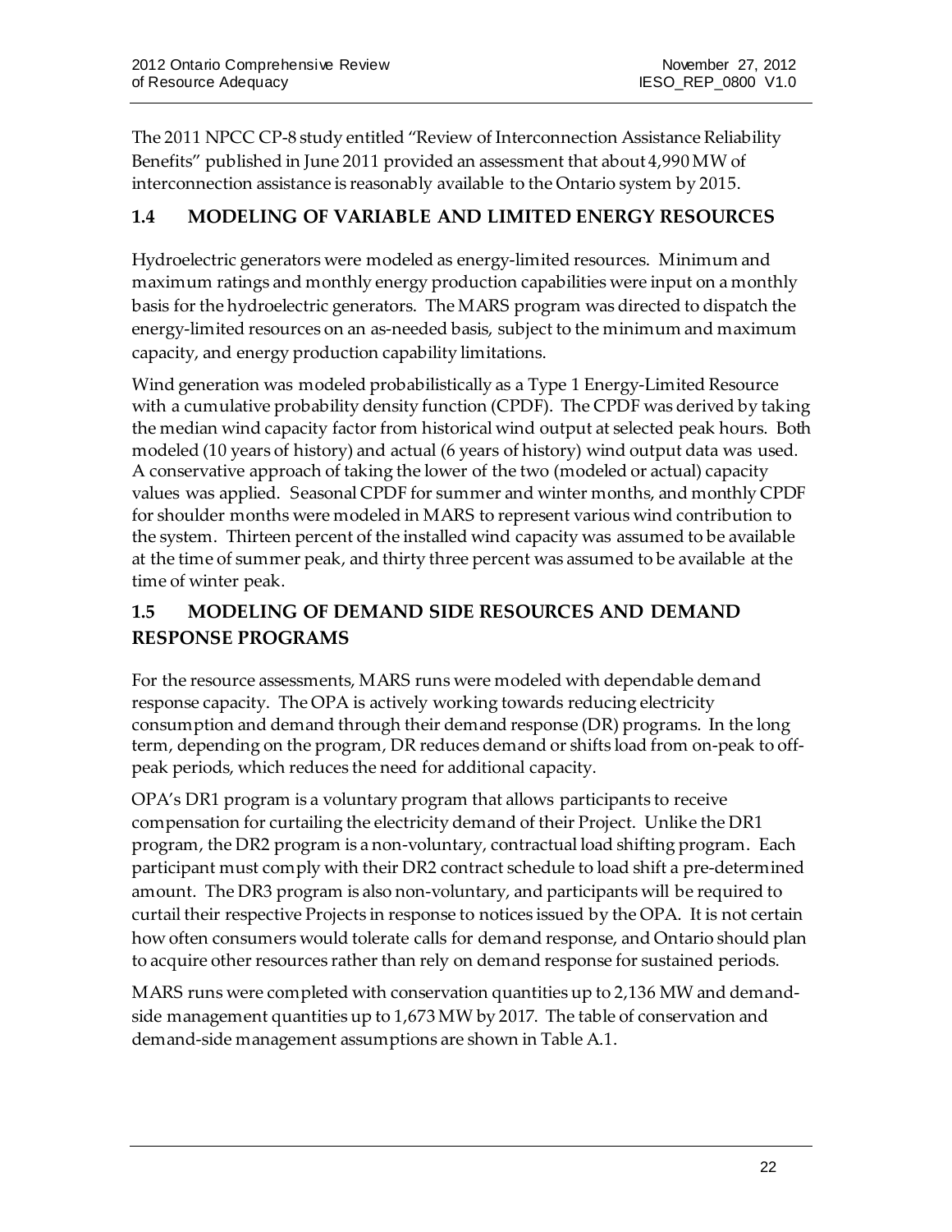The 2011 NPCC CP-8 study entitled "Review of Interconnection Assistance Reliability Benefits" published in June 2011 provided an assessment that about 4,990 MW of interconnection assistance is reasonably available to the Ontario system by 2015.

## 1.4 MODELING OF VARIABLE AND LIMITED ENERGY RESOURCES

Hydroelectric generators were modeled as energy-limited resources. Minimum and maximum ratings and monthly energy production capabilities were input on a monthly basis for the hydroelectric generators. The MARS program was directed to dispatch the energy-limited resources on an as-needed basis, subject to the minimum and maximum capacity, and energy production capability limitations.

Wind generation was modeled probabilistically as a Type 1 Energy-Limited Resource with a cumulative probability density function (CPDF). The CPDF was derived by taking the median wind capacity factor from historical wind output at selected peak hours. Both modeled (10 years of history) and actual (6 years of history) wind output data was used. A conservative approach of taking the lower of the two (modeled or actual) capacity values was applied. Seasonal CPDF for summer and winter months, and monthly CPDF for shoulder months were modeled in MARS to represent various wind contribution to the system. Thirteen percent of the installed wind capacity was assumed to be available at the time of summer peak, and thirty three percent was assumed to be available at the time of winter peak.

## 1.5 MODELING OF DEMAND SIDE RESOURCES AND DEMAND RESPONSE PROGRAMS

For the resource assessments, MARS runs were modeled with dependable demand response capacity. The OPA is actively working towards reducing electricity consumption and demand through their demand response (DR) programs. In the long term, depending on the program, DR reduces demand or shifts load from on-peak to off-peak periods, which reduces the need for additional capacity.

OPA's DR1 program is a voluntary program that allows participants to receive compensation for curtailing the electricity demand of their Project. Unlike the DR1 program, the DR2 program is a non-voluntary, contractual load shifting program. Each participant must comply with their DR2 contract schedule to load shift a pre-determined amount. The DR3 program is also non-voluntary, and participants will be required to curtail their respective Projects in response to notices issued by the OPA. It is not certain how often consumers would tolerate calls for demand response, and Ontario should plan to acquire other resources rather than rely on demand response for sustained periods.

MARS runs were completed with conservation quantities up to 2,136 MW and demand-side management quantities up to 1,673 MW by 2017. The table of conservation and demand-side management assumptions are shown in Table A.1.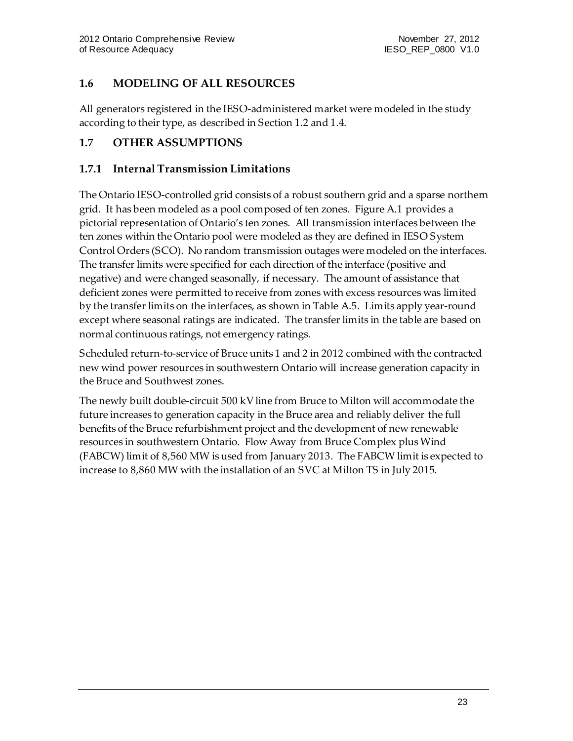## 1.6 MODELING OF ALL RESOURCES

All generators registered in the IESO-administered market were modeled in the study according to their type, as described in Section 1.2 and 1.4.

## 1.7 OTHER ASSUMPTIONS

### 1.7.1 Internal Transmission Limitations

The Ontario IESO-controlled grid consists of a robust southern grid and a sparse northern grid. It has been modeled as a pool composed of ten zones. Figure A.1 provides a pictorial representation of Ontario's ten zones. All transmission interfaces between the ten zones within the Ontario pool were modeled as they are defined in IESO System Control Orders (SCO). No random transmission outages were modeled on the interfaces. The transfer limits were specified for each direction of the interface (positive and negative) and were changed seasonally, if necessary. The amount of assistance that deficient zones were permitted to receive from zones with excess resources was limited by the transfer limits on the interfaces, as shown in Table A.5. Limits apply year-round except where seasonal ratings are indicated. The transfer limits in the table are based on normal continuous ratings, not emergency ratings.

Scheduled return-to-service of Bruce units 1 and 2 in 2012 combined with the contracted new wind power resources in southwestern Ontario will increase generation capacity in the Bruce and Southwest zones.

The newly built double-circuit 500 kV line from Bruce to Milton will accommodate the future increases to generation capacity in the Bruce area and reliably deliver the full benefits of the Bruce refurbishment project and the development of new renewable resources in southwestern Ontario. Flow Away from Bruce Complex plus Wind (FABCW) limit of 8,560 MW is used from January 2013. The FABCW limit is expected to increase to 8,860 MW with the installation of an SVC at Milton TS in July 2015.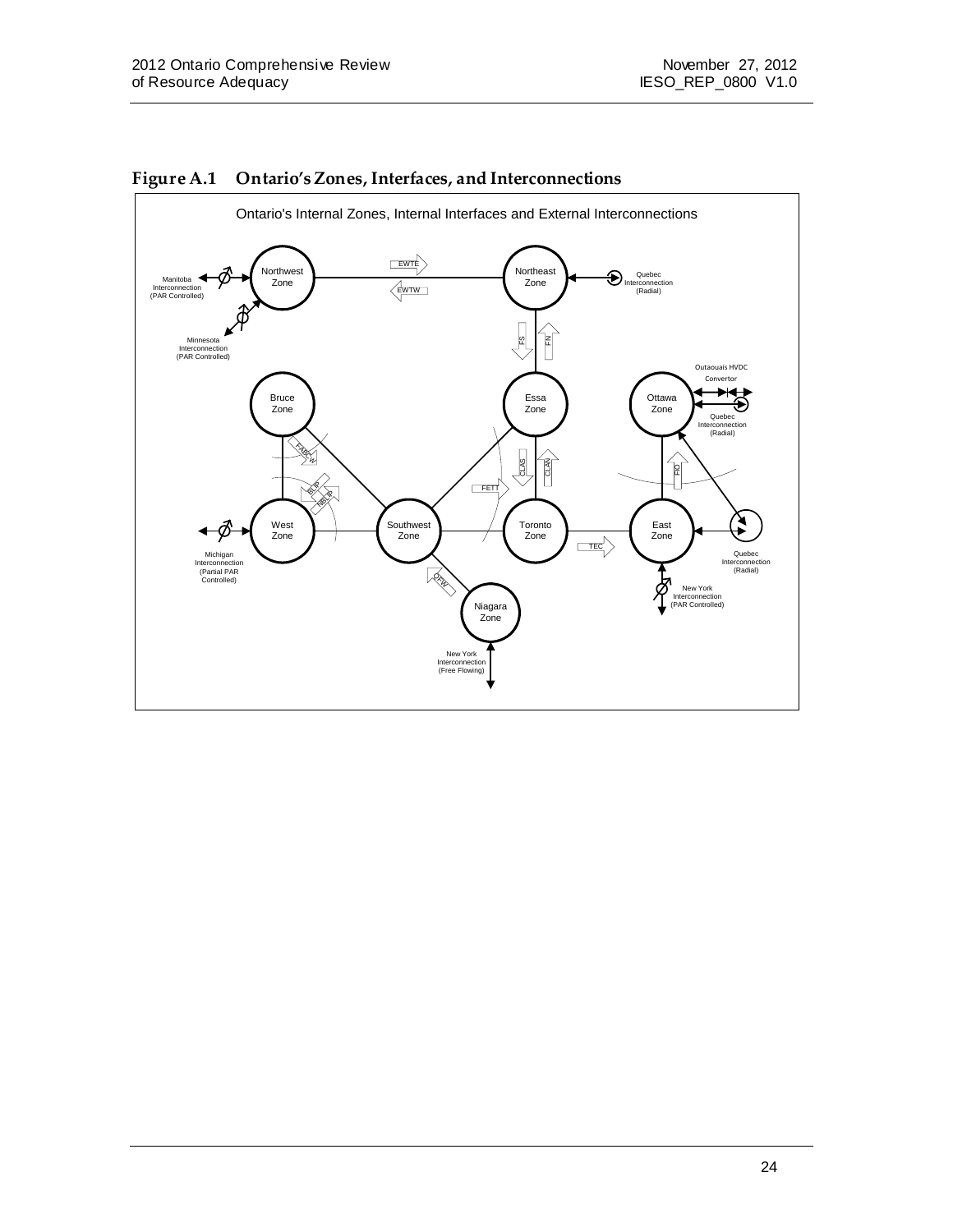**Figure A.1 Ontario's Zones, Interfaces, and Interconnections**

Ontario's Internal Zones, Internal Interfaces and External Interconnections

Northwest Zone

Northeast Zone

EWTE

EWTW

Manitoba Interconnection (PAR Controlled)

Minnesota Interconnection (PAR Controlled)

Quebec Interconnection (Radial)

FS

FN

Bruce Zone

Essa Zone

Ottawa Zone

Outaouais HVDC Convertor

Quebec Interconnection (Radial)

FABC

BLIP

NBLIP

CLAS

CLAN

FETT

FIO

West Zone

Southwest Zone

Toronto Zone

East Zone

Michigan Interconnection (Partial PAR Controlled)

TEC

Quebec Interconnection (Radial)

QFW

New York Interconnection (PAR Controlled)

Niagara Zone

New York Interconnection (Free Flowing)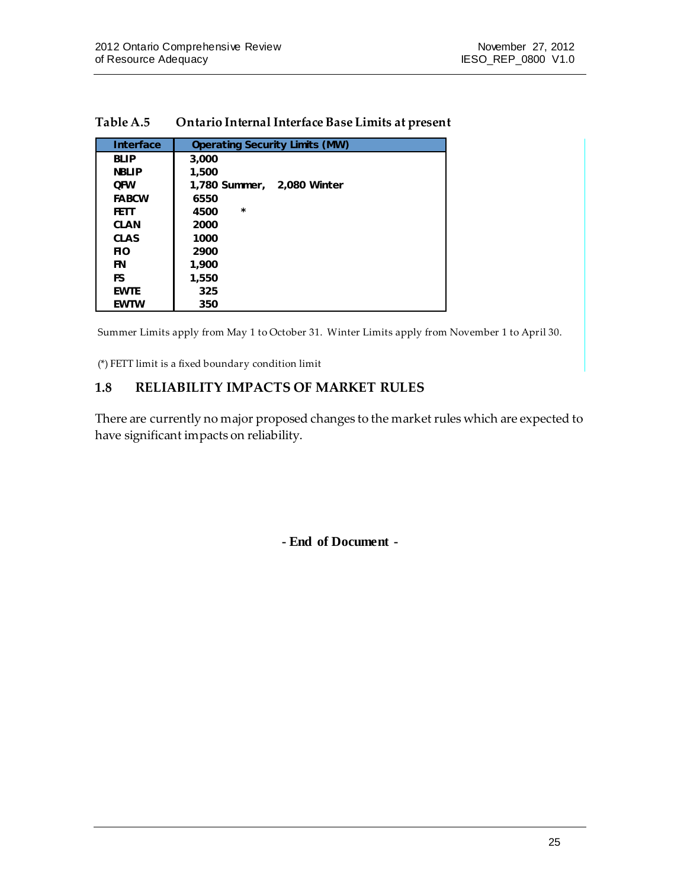**Table A.5 Ontario Internal Interface Base Limits at present**

| Interface | Operating Security Limits (MW) |
|---|---|
| BLIP | 3,000 |
| NBLIP | 1,500 |
| QFW | 1,780 Summer, 2,080 Winter |
| FABCW | 6550 |
| FETT | 4500 * |
| CLAN | 2000 |
| CLAS | 1000 |
| FIO | 2900 |
| FN | 1,900 |
| FS | 1,550 |
| EWTE | 325 |
| EWTW | 350 |

Summer Limits apply from May 1 to October 31. Winter Limits apply from November 1 to April 30.

(*) FETT limit is a fixed boundary condition limit

## 1.8 RELIABILITY IMPACTS OF MARKET RULES

There are currently no major proposed changes to the market rules which are expected to have significant impacts on reliability.

**- End of Document -**